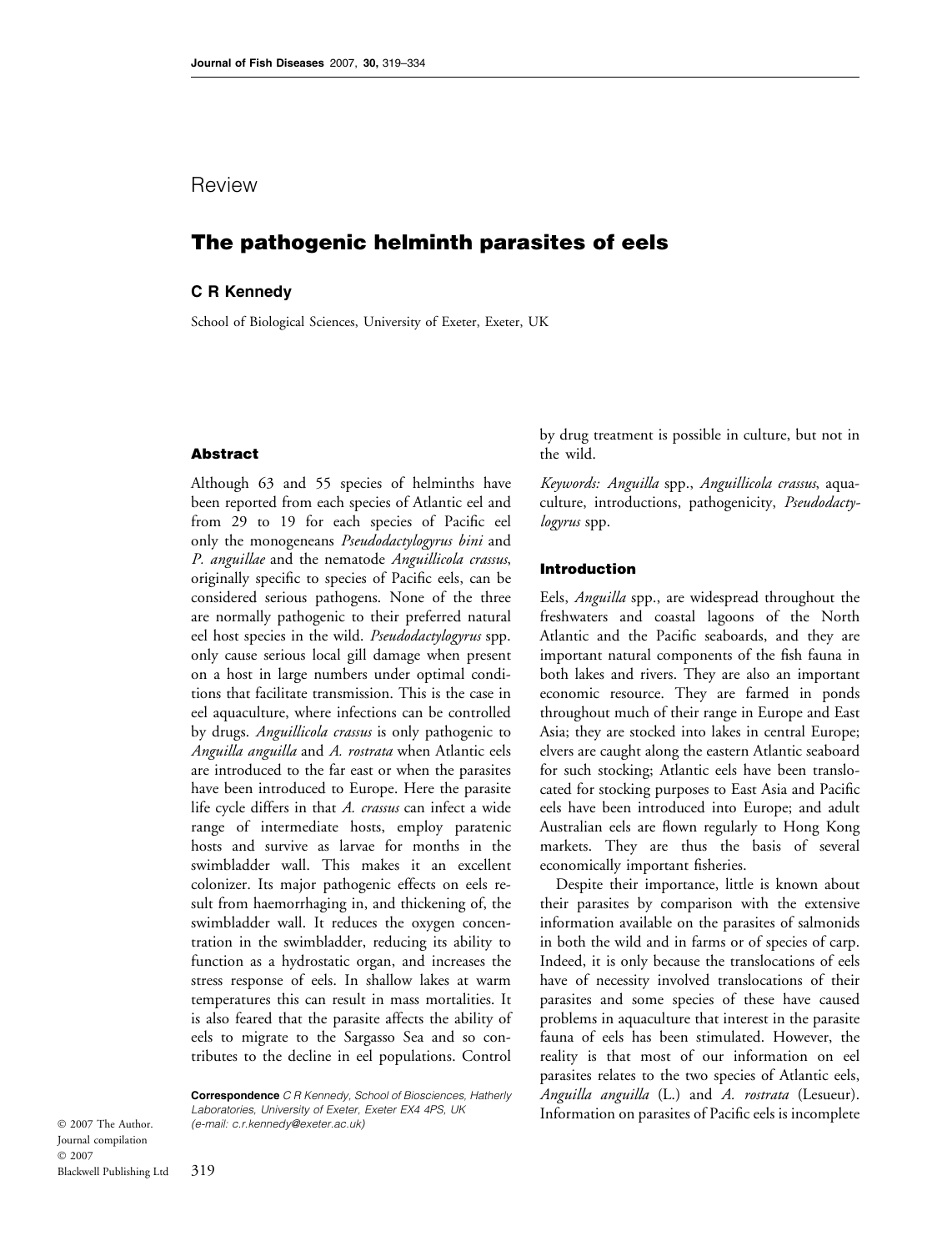Review

# The pathogenic helminth parasites of eels

**C R Kennedy**

School of Biological Sciences, University of Exeter, Exeter, UK

## Abstract

Although 63 and 55 species of helminths have been reported from each species of Atlantic eel and from 29 to 19 for each species of Pacific eel only the monogeneans *Pseudodactylogyrus bini* and *P. anguillae* and the nematode *Anguillicola crassus*, originally specific to species of Pacific eels, can be considered serious pathogens. None of the three are normally pathogenic to their preferred natural eel host species in the wild. *Pseudodactylogyrus* spp. only cause serious local gill damage when present on a host in large numbers under optimal conditions that facilitate transmission. This is the case in eel aquaculture, where infections can be controlled by drugs. *Anguillicola crassus* is only pathogenic to *Anguilla anguilla* and *A. rostrata* when Atlantic eels are introduced to the far east or when the parasites have been introduced to Europe. Here the parasite life cycle differs in that *A. crassus* can infect a wide range of intermediate hosts, employ paratenic hosts and survive as larvae for months in the swimbladder wall. This makes it an excellent colonizer. Its major pathogenic effects on eels result from haemorrhaging in, and thickening of, the swimbladder wall. It reduces the oxygen concentration in the swimbladder, reducing its ability to function as a hydrostatic organ, and increases the stress response of eels. In shallow lakes at warm temperatures this can result in mass mortalities. It is also feared that the parasite affects the ability of eels to migrate to the Sargasso Sea and so contributes to the decline in eel populations. Control by drug treatment is possible in culture, but not in the wild.

*Keywords: Anguilla* spp., *Anguillicola crassus*, aquaculture, introductions, pathogenicity, *Pseudodactylogyrus* spp.

**Correspondence** C R Kennedy, School of Biosciences, Hatherly Laboratories, University of Exeter, Exeter EX4 4PS, UK (e-mail: c.r.kennedy@exeter.ac.uk)

## Introduction

Eels, *Anguilla* spp., are widespread throughout the freshwaters and coastal lagoons of the North Atlantic and the Pacific seaboards, and they are important natural components of the fish fauna in both lakes and rivers. They are also an important economic resource. They are farmed in ponds throughout much of their range in Europe and East Asia; they are stocked into lakes in central Europe; elvers are caught along the eastern Atlantic seaboard for such stocking; Atlantic eels have been translocated for stocking purposes to East Asia and Pacific eels have been introduced into Europe; and adult Australian eels are flown regularly to Hong Kong markets. They are thus the basis of several economically important fisheries.

Despite their importance, little is known about their parasites by comparison with the extensive information available on the parasites of salmonids in both the wild and in farms or of species of carp. Indeed, it is only because the translocations of eels have of necessity involved translocations of their parasites and some species of these have caused problems in aquaculture that interest in the parasite fauna of eels has been stimulated. However, the reality is that most of our information on eel parasites relates to the two species of Atlantic eels, *Anguilla anguilla* (L.) and *A. rostrata* (Lesueur). Information on parasites of Pacific eels is incomplete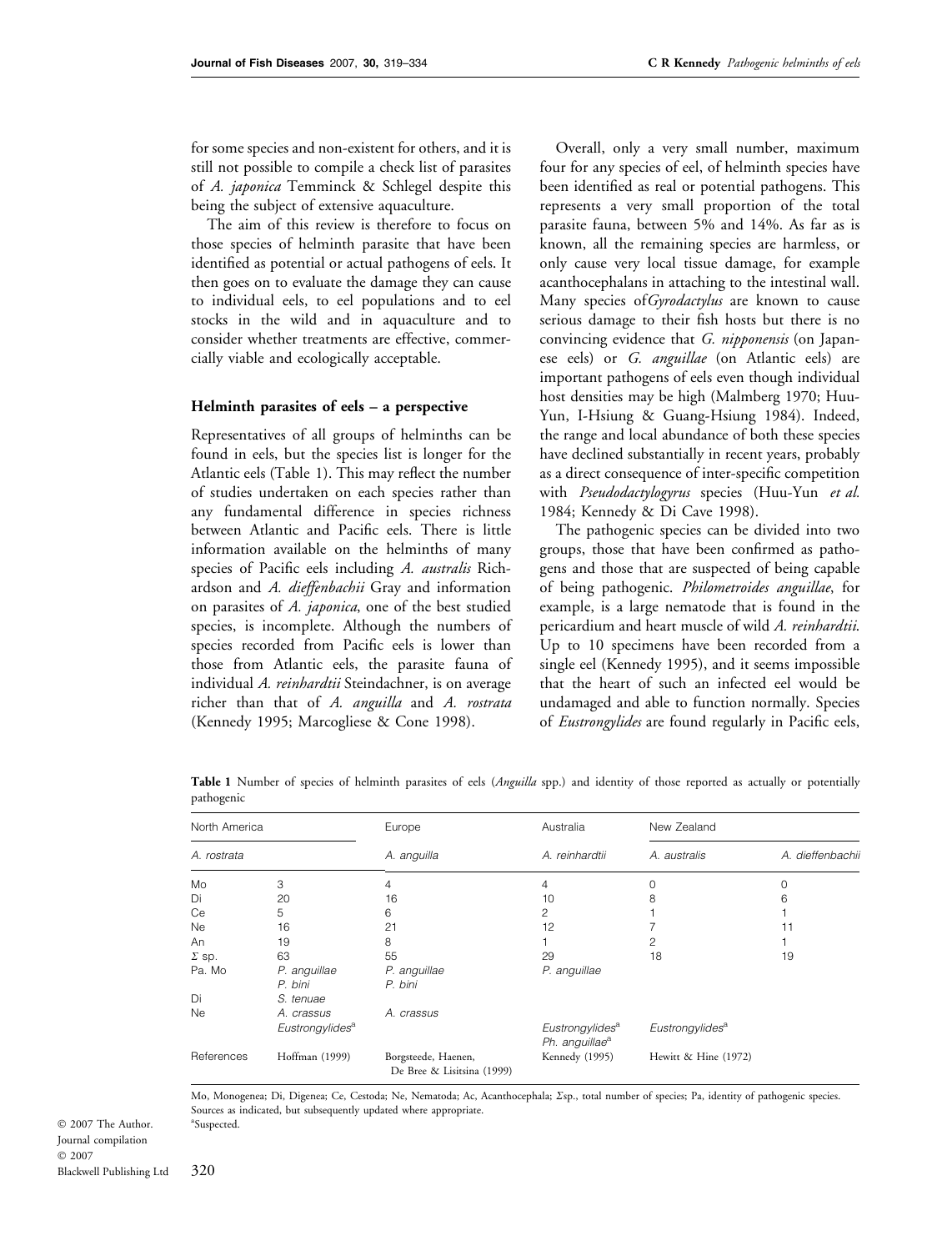for some species and non-existent for others, and it is still not possible to compile a check list of parasites of *A. japonica* Temminck & Schlegel despite this being the subject of extensive aquaculture.

The aim of this review is therefore to focus on those species of helminth parasite that have been identified as potential or actual pathogens of eels. It then goes on to evaluate the damage they can cause to individual eels, to eel populations and to eel stocks in the wild and in aquaculture and to consider whether treatments are effective, commercially viable and ecologically acceptable.

## Helminth parasites of eels – a perspective

Representatives of all groups of helminths can be found in eels, but the species list is longer for the Atlantic eels (Table 1). This may reflect the number of studies undertaken on each species rather than any fundamental difference in species richness between Atlantic and Pacific eels. There is little information available on the helminths of many species of Pacific eels including *A. australis* Richardson and *A. dieffenbachii* Gray and information on parasites of *A. japonica*, one of the best studied species, is incomplete. Although the numbers of species recorded from Pacific eels is lower than those from Atlantic eels, the parasite fauna of individual *A. reinhardtii* Steindachner, is on average richer than that of *A. anguilla* and *A. rostrata* (Kennedy 1995; Marcogliese & Cone 1998).

Overall, only a very small number, maximum four for any species of eel, of helminth species have been identified as real or potential pathogens. This represents a very small proportion of the total parasite fauna, between 5% and 14%. As far as is known, all the remaining species are harmless, or only cause very local tissue damage, for example acanthocephalans in attaching to the intestinal wall. Many species of *Gyrodactylus* are known to cause serious damage to their fish hosts but there is no convincing evidence that *G. nipponensis* (on Japanese eels) or *G. anguillae* (on Atlantic eels) are important pathogens of eels even though individual host densities may be high (Malmberg 1970; Huu-Yun, I-Hsiung & Guang-Hsiung 1984). Indeed, the range and local abundance of both these species have declined substantially in recent years, probably as a direct consequence of inter-specific competition with *Pseudodactylogyrus* species (Huu-Yun *et al.* 1984; Kennedy & Di Cave 1998).

The pathogenic species can be divided into two groups, those that have been confirmed as pathogens and those that are suspected of being capable of being pathogenic. *Philometroides anguillae*, for example, is a large nematode that is found in the pericardium and heart muscle of wild *A. reinhardtii*. Up to 10 specimens have been recorded from a single eel (Kennedy 1995), and it seems impossible that the heart of such an infected eel would be undamaged and able to function normally. Species of *Eustrongylides* are found regularly in Pacific eels,

**Table 1** Number of species of helminth parasites of eels (*Anguilla* spp.) and identity of those reported as actually or potentially pathogenic

| North America | | Europe | Australia | New Zealand | |
|---|---|---|---|---|---|
| *A. rostrata* | | *A. anguilla* | *A. reinhardtii* | *A. australis* | *A. dieffenbachii* |
| Mo | 3 | 4 | 4 | 0 | 0 |
| Di | 20 | 16 | 10 | 8 | 6 |
| Ce | 5 | 6 | 2 | 1 | 1 |
| Ne | 16 | 21 | 12 | 7 | 11 |
| An | 19 | 8 | 1 | 2 | 1 |
| Σ sp. | 63 | 55 | 29 | 18 | 19 |
| Pa. Mo | *P. anguillae* <br> *P. bini* | *P. anguillae* <br> *P. bini* | *P. anguillae* | | |
| Di | *S. tenuae* | | | | |
| Ne | *A. crassus* <br> *Eustrongylides*[a] | *A. crassus* | *Eustrongylides*[a] <br> *Ph. anguillae*[a] | *Eustrongylides*[a] | |
| References | Hoffman (1999) | Borgsteede, Haenen, De Bree & Lisitsina (1999) | Kennedy (1995) | Hewitt & Hine (1972) | |

Mo, Monogenea; Di, Digenea; Ce, Cestoda; Ne, Nematoda; Ac, Acanthocephala; Σsp., total number of species; Pa, identity of pathogenic species. Sources as indicated, but subsequently updated where appropriate.
[a]Suspected.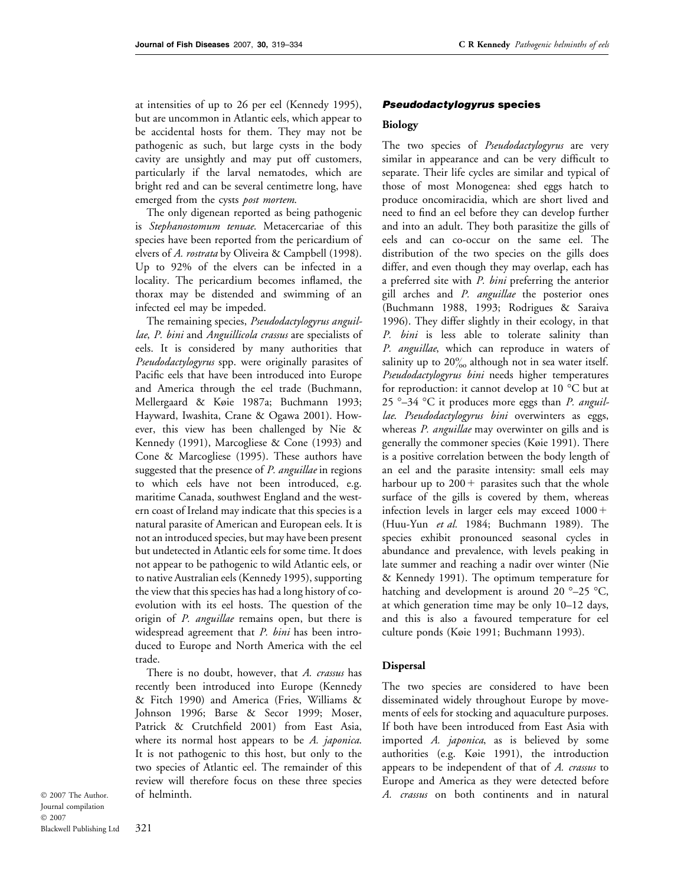at intensities of up to 26 per eel (Kennedy 1995), but are uncommon in Atlantic eels, which appear to be accidental hosts for them. They may not be pathogenic as such, but large cysts in the body cavity are unsightly and may put off customers, particularly if the larval nematodes, which are bright red and can be several centimetre long, have emerged from the cysts *post mortem*.

The only digenean reported as being pathogenic is *Stephanostomum tenuae*. Metacercariae of this species have been reported from the pericardium of elvers of *A. rostrata* by Oliveira & Campbell (1998). Up to 92% of the elvers can be infected in a locality. The pericardium becomes inflamed, the thorax may be distended and swimming of an infected eel may be impeded.

The remaining species, *Pseudodactylogyrus anguillae*, *P. bini* and *Anguillicola crassus* are specialists of eels. It is considered by many authorities that *Pseudodactylogyrus* spp. were originally parasites of Pacific eels that have been introduced into Europe and America through the eel trade (Buchmann, Mellergaard & Køie 1987a; Buchmann 1993; Hayward, Iwashita, Crane & Ogawa 2001). However, this view has been challenged by Nie & Kennedy (1991), Marcogliese & Cone (1993) and Cone & Marcogliese (1995). These authors have suggested that the presence of *P. anguillae* in regions to which eels have not been introduced, e.g. maritime Canada, southwest England and the western coast of Ireland may indicate that this species is a natural parasite of American and European eels. It is not an introduced species, but may have been present but undetected in Atlantic eels for some time. It does not appear to be pathogenic to wild Atlantic eels, or to native Australian eels (Kennedy 1995), supporting the view that this species has had a long history of co-evolution with its eel hosts. The question of the origin of *P. anguillae* remains open, but there is widespread agreement that *P. bini* has been introduced to Europe and North America with the eel trade.

There is no doubt, however, that *A. crassus* has recently been introduced into Europe (Kennedy & Fitch 1990) and America (Fries, Williams & Johnson 1996; Barse & Secor 1999; Moser, Patrick & Crutchfield 2001) from East Asia, where its normal host appears to be *A. japonica*. It is not pathogenic to this host, but only to the two species of Atlantic eel. The remainder of this review will therefore focus on these three species of helminth.

### *Pseudodactylogyrus* species

#### Biology

The two species of *Pseudodactylogyrus* are very similar in appearance and can be very difficult to separate. Their life cycles are similar and typical of those of most Monogenea: shed eggs hatch to produce oncomiracidia, which are short lived and need to find an eel before they can develop further and into an adult. They both parasitize the gills of eels and can co-occur on the same eel. The distribution of the two species on the gills does differ, and even though they may overlap, each has a preferred site with *P. bini* preferring the anterior gill arches and *P. anguillae* the posterior ones (Buchmann 1988, 1993; Rodrigues & Saraiva 1996). They differ slightly in their ecology, in that *P. bini* is less able to tolerate salinity than *P. anguillae*, which can reproduce in waters of salinity up to 20‰ although not in sea water itself. *Pseudodactylogyrus bini* needs higher temperatures for reproduction: it cannot develop at 10 °C but at 25 °–34 °C it produces more eggs than *P. anguillae*. *Pseudodactylogyrus bini* overwinters as eggs, whereas *P. anguillae* may overwinter on gills and is generally the commoner species (Køie 1991). There is a positive correlation between the body length of an eel and the parasite intensity: small eels may harbour up to 200+ parasites such that the whole surface of the gills is covered by them, whereas infection levels in larger eels may exceed 1000+ (Huu-Yun *et al.* 1984; Buchmann 1989). The species exhibit pronounced seasonal cycles in abundance and prevalence, with levels peaking in late summer and reaching a nadir over winter (Nie & Kennedy 1991). The optimum temperature for hatching and development is around 20 °–25 °C, at which generation time may be only 10–12 days, and this is also a favoured temperature for eel culture ponds (Køie 1991; Buchmann 1993).

#### Dispersal

The two species are considered to have been disseminated widely throughout Europe by movements of eels for stocking and aquaculture purposes. If both have been introduced from East Asia with imported *A. japonica*, as is believed by some authorities (e.g. Køie 1991), the introduction appears to be independent of that of *A. crassus* to Europe and America as they were detected before *A. crassus* on both continents and in natural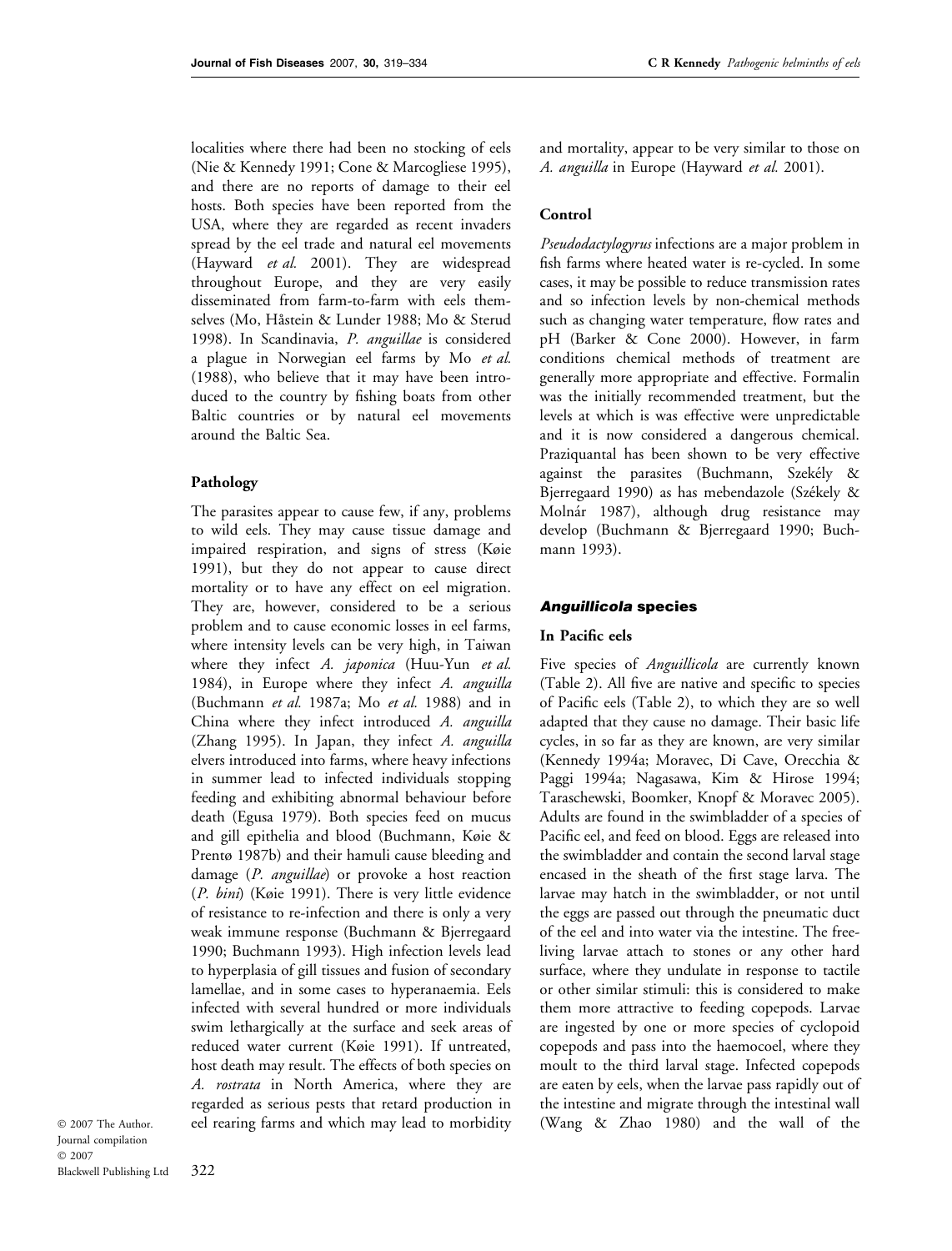localities where there had been no stocking of eels (Nie & Kennedy 1991; Cone & Marcogliese 1995), and there are no reports of damage to their eel hosts. Both species have been reported from the USA, where they are regarded as recent invaders spread by the eel trade and natural eel movements (Hayward *et al.* 2001). They are widespread throughout Europe, and they are very easily disseminated from farm-to-farm with eels themselves (Mo, Håstein & Lunder 1988; Mo & Sterud 1998). In Scandinavia, *P. anguillae* is considered a plague in Norwegian eel farms by Mo *et al.* (1988), who believe that it may have been introduced to the country by fishing boats from other Baltic countries or by natural eel movements around the Baltic Sea.

### Pathology

The parasites appear to cause few, if any, problems to wild eels. They may cause tissue damage and impaired respiration, and signs of stress (Køie 1991), but they do not appear to cause direct mortality or to have any effect on eel migration. They are, however, considered to be a serious problem and to cause economic losses in eel farms, where intensity levels can be very high, in Taiwan where they infect *A. japonica* (Huu-Yun *et al.* 1984), in Europe where they infect *A. anguilla* (Buchmann *et al.* 1987a; Mo *et al.* 1988) and in China where they infect introduced *A. anguilla* (Zhang 1995). In Japan, they infect *A. anguilla* elvers introduced into farms, where heavy infections in summer lead to infected individuals stopping feeding and exhibiting abnormal behaviour before death (Egusa 1979). Both species feed on mucus and gill epithelia and blood (Buchmann, Køie & Prentø 1987b) and their hamuli cause bleeding and damage (*P. anguillae*) or provoke a host reaction (*P. bini*) (Køie 1991). There is very little evidence of resistance to re-infection and there is only a very weak immune response (Buchmann & Bjerregaard 1990; Buchmann 1993). High infection levels lead to hyperplasia of gill tissues and fusion of secondary lamellae, and in some cases to hyperanaemia. Eels infected with several hundred or more individuals swim lethargically at the surface and seek areas of reduced water current (Køie 1991). If untreated, host death may result. The effects of both species on *A. rostrata* in North America, where they are regarded as serious pests that retard production in eel rearing farms and which may lead to morbidity and mortality, appear to be very similar to those on *A. anguilla* in Europe (Hayward *et al.* 2001).

### Control

*Pseudodactylogyrus* infections are a major problem in fish farms where heated water is re-cycled. In some cases, it may be possible to reduce transmission rates and so infection levels by non-chemical methods such as changing water temperature, flow rates and pH (Barker & Cone 2000). However, in farm conditions chemical methods of treatment are generally more appropriate and effective. Formalin was the initially recommended treatment, but the levels at which is was effective were unpredictable and it is now considered a dangerous chemical. Praziquantal has been shown to be very effective against the parasites (Buchmann, Székely & Bjerregaard 1990) as has mebendazole (Székely & Molnár 1987), although drug resistance may develop (Buchmann & Bjerregaard 1990; Buchmann 1993).

## *Anguillicola* species

### In Pacific eels

Five species of *Anguillicola* are currently known (Table 2). All five are native and specific to species of Pacific eels (Table 2), to which they are so well adapted that they cause no damage. Their basic life cycles, in so far as they are known, are very similar (Kennedy 1994a; Moravec, Di Cave, Orecchia & Paggi 1994a; Nagasawa, Kim & Hirose 1994; Taraschewski, Boomker, Knopf & Moravec 2005). Adults are found in the swimbladder of a species of Pacific eel, and feed on blood. Eggs are released into the swimbladder and contain the second larval stage encased in the sheath of the first stage larva. The larvae may hatch in the swimbladder, or not until the eggs are passed out through the pneumatic duct of the eel and into water via the intestine. The free-living larvae attach to stones or any other hard surface, where they undulate in response to tactile or other similar stimuli: this is considered to make them more attractive to feeding copepods. Larvae are ingested by one or more species of cyclopoid copepods and pass into the haemocoel, where they moult to the third larval stage. Infected copepods are eaten by eels, when the larvae pass rapidly out of the intestine and migrate through the intestinal wall (Wang & Zhao 1980) and the wall of the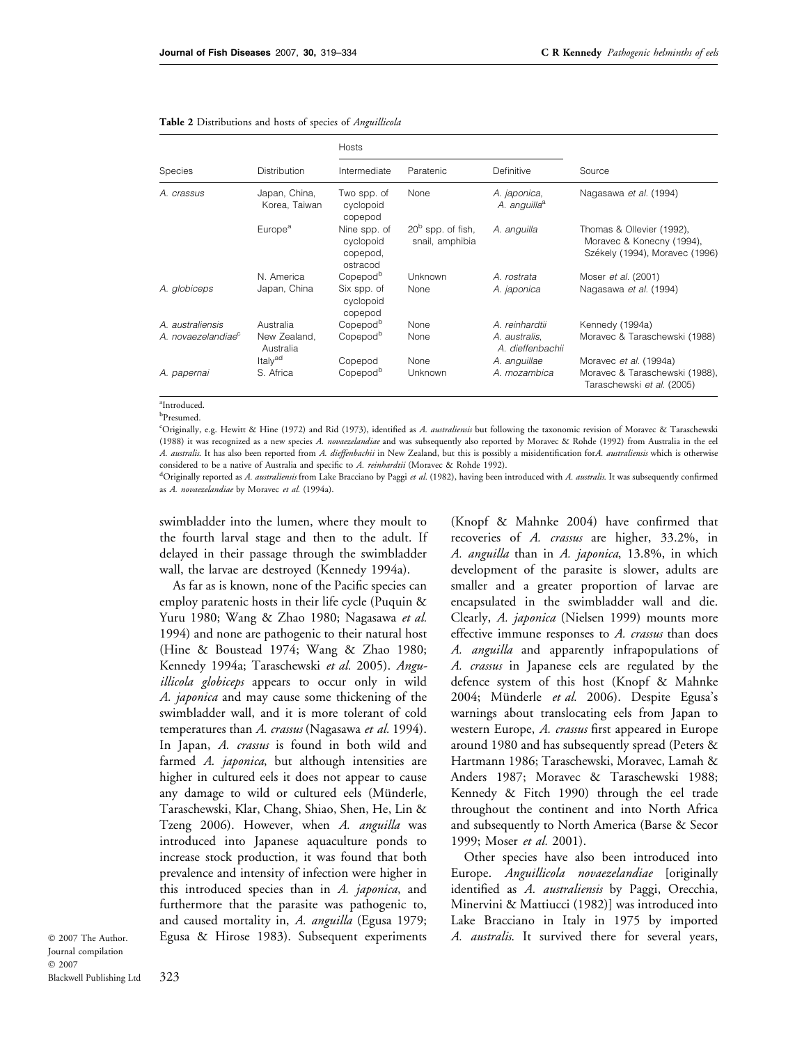**Table 2** Distributions and hosts of species of *Anguillicola*

| Species | Distribution | Hosts | | | Source |
|---|---|---|---|---|---|
| | | Intermediate | Paratenic | Definitive | |
| *A. crassus* | Japan, China, Korea, Taiwan | Two spp. of cyclopoid copepod | None | *A. japonica*, *A. anguilla*[a] | Nagasawa *et al.* (1994) |
| | Europe[a] | Nine spp. of cyclopoid copepod, ostracod | 20[b] spp. of fish, snail, amphibia | *A. anguilla* | Thomas & Ollevier (1992), Moravec & Konecny (1994), Székely (1994), Moravec (1996) |
| | N. America | Copepod[b] | Unknown | *A. rostrata* | Moser *et al.* (2001) |
| *A. globiceps* | Japan, China | Six spp. of cyclopoid copepod | None | *A. japonica* | Nagasawa *et al.* (1994) |
| *A. australiensis* | Australia | Copepod[b] | None | *A. reinhardtii* | Kennedy (1994a) |
| *A. novaezelandiae*[c] | New Zealand, Australia | Copepod[b] | None | *A. australis*, *A. dieffenbachii* | Moravec & Taraschewski (1988) |
| | Italy[ad] | Copepod | None | *A. anguillae* | Moravec *et al.* (1994a) |
| *A. papernai* | S. Africa | Copepod[b] | Unknown | *A. mozambica* | Moravec & Taraschewski (1988), Taraschewski *et al.* (2005) |

[a]Introduced.
[b]Presumed.
[c]Originally, e.g. Hewitt & Hine (1972) and Rid (1973), identified as *A. australiensis* but following the taxonomic revision of Moravec & Taraschewski (1988) it was recognized as a new species *A. novaezelandiae* and was subsequently also reported by Moravec & Rohde (1992) from Australia in the eel *A. australis*. It has also been reported from *A. dieffenbachii* in New Zealand, but this is possibly a misidentification for*A. australiensis* which is otherwise considered to be a native of Australia and specific to *A. reinhardtii* (Moravec & Rohde 1992).
[d]Originally reported as *A. australiensis* from Lake Bracciano by Paggi *et al.* (1982), having been introduced with *A. australis*. It was subsequently confirmed as *A. novaezelandiae* by Moravec *et al.* (1994a).

swimbladder into the lumen, where they moult to the fourth larval stage and then to the adult. If delayed in their passage through the swimbladder wall, the larvae are destroyed (Kennedy 1994a).

As far as is known, none of the Pacific species can employ paratenic hosts in their life cycle (Puquin & Yuru 1980; Wang & Zhao 1980; Nagasawa *et al.* 1994) and none are pathogenic to their natural host (Hine & Boustead 1974; Wang & Zhao 1980; Kennedy 1994a; Taraschewski *et al.* 2005). *Anguillicola globiceps* appears to occur only in wild *A. japonica* and may cause some thickening of the swimbladder wall, and it is more tolerant of cold temperatures than *A. crassus* (Nagasawa *et al.* 1994). In Japan, *A. crassus* is found in both wild and farmed *A. japonica*, but although intensities are higher in cultured eels it does not appear to cause any damage to wild or cultured eels (Münderle, Taraschewski, Klar, Chang, Shiao, Shen, He, Lin & Tzeng 2006). However, when *A. anguilla* was introduced into Japanese aquaculture ponds to increase stock production, it was found that both prevalence and intensity of infection were higher in this introduced species than in *A. japonica*, and furthermore that the parasite was pathogenic to, and caused mortality in, *A. anguilla* (Egusa 1979; Egusa & Hirose 1983). Subsequent experiments (Knopf & Mahnke 2004) have confirmed that recoveries of *A. crassus* are higher, 33.2%, in *A. anguilla* than in *A. japonica*, 13.8%, in which development of the parasite is slower, adults are smaller and a greater proportion of larvae are encapsulated in the swimbladder wall and die. Clearly, *A. japonica* (Nielsen 1999) mounts more effective immune responses to *A. crassus* than does *A. anguilla* and apparently infrapopulations of *A. crassus* in Japanese eels are regulated by the defence system of this host (Knopf & Mahnke 2004; Münderle *et al.* 2006). Despite Egusa's warnings about translocating eels from Japan to western Europe, *A. crassus* first appeared in Europe around 1980 and has subsequently spread (Peters & Hartmann 1986; Taraschewski, Moravec, Lamah & Anders 1987; Moravec & Taraschewski 1988; Kennedy & Fitch 1990) through the eel trade throughout the continent and into North Africa and subsequently to North America (Barse & Secor 1999; Moser *et al.* 2001).

Other species have also been introduced into Europe. *Anguillicola novaezelandiae* [originally identified as *A. australiensis* by Paggi, Orecchia, Minervini & Mattiucci (1982)] was introduced into Lake Bracciano in Italy in 1975 by imported *A. australis*. It survived there for several years,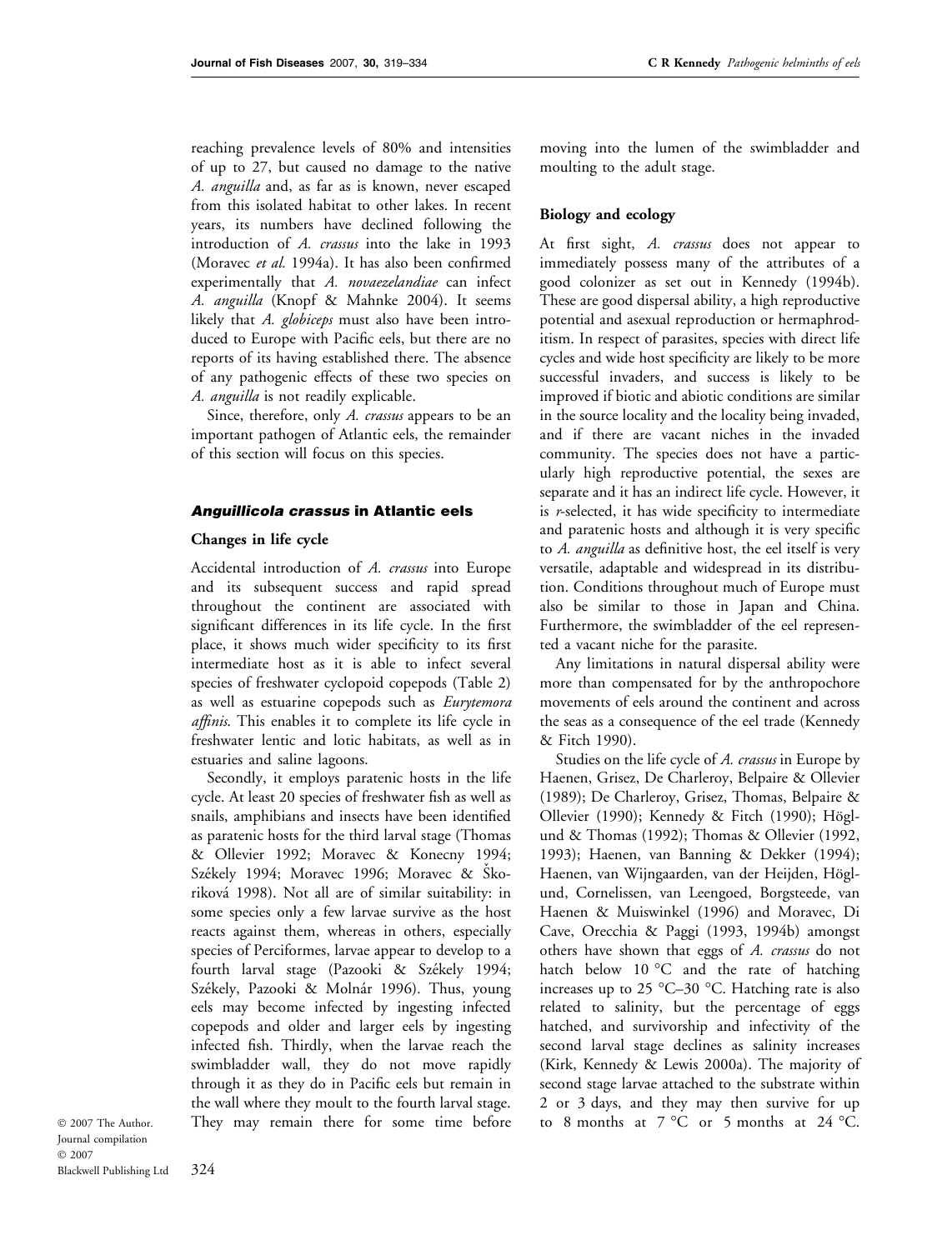reaching prevalence levels of 80% and intensities of up to 27, but caused no damage to the native *A. anguilla* and, as far as is known, never escaped from this isolated habitat to other lakes. In recent years, its numbers have declined following the introduction of *A. crassus* into the lake in 1993 (Moravec *et al.* 1994a). It has also been confirmed experimentally that *A. novaezelandiae* can infect *A. anguilla* (Knopf & Mahnke 2004). It seems likely that *A. globiceps* must also have been introduced to Europe with Pacific eels, but there are no reports of its having established there. The absence of any pathogenic effects of these two species on *A. anguilla* is not readily explicable.

Since, therefore, only *A. crassus* appears to be an important pathogen of Atlantic eels, the remainder of this section will focus on this species.

## *Anguillicola crassus* in Atlantic eels

### Changes in life cycle

Accidental introduction of *A. crassus* into Europe and its subsequent success and rapid spread throughout the continent are associated with significant differences in its life cycle. In the first place, it shows much wider specificity to its first intermediate host as it is able to infect several species of freshwater cyclopoid copepods (Table 2) as well as estuarine copepods such as *Eurytemora affinis*. This enables it to complete its life cycle in freshwater lentic and lotic habitats, as well as in estuaries and saline lagoons.

Secondly, it employs paratenic hosts in the life cycle. At least 20 species of freshwater fish as well as snails, amphibians and insects have been identified as paratenic hosts for the third larval stage (Thomas & Ollevier 1992; Moravec & Konecny 1994; Székely 1994; Moravec 1996; Moravec & Škoriková 1998). Not all are of similar suitability: in some species only a few larvae survive as the host reacts against them, whereas in others, especially species of Perciformes, larvae appear to develop to a fourth larval stage (Pazooki & Székely 1994; Székely, Pazooki & Molnár 1996). Thus, young eels may become infected by ingesting infected copepods and older and larger eels by ingesting infected fish. Thirdly, when the larvae reach the swimbladder wall, they do not move rapidly through it as they do in Pacific eels but remain in the wall where they moult to the fourth larval stage. They may remain there for some time before moving into the lumen of the swimbladder and moulting to the adult stage.

### Biology and ecology

At first sight, *A. crassus* does not appear to immediately possess many of the attributes of a good colonizer as set out in Kennedy (1994b). These are good dispersal ability, a high reproductive potential and asexual reproduction or hermaphroditism. In respect of parasites, species with direct life cycles and wide host specificity are likely to be more successful invaders, and success is likely to be improved if biotic and abiotic conditions are similar in the source locality and the locality being invaded, and if there are vacant niches in the invaded community. The species does not have a particularly high reproductive potential, the sexes are separate and it has an indirect life cycle. However, it is *r*-selected, it has wide specificity to intermediate and paratenic hosts and although it is very specific to *A. anguilla* as definitive host, the eel itself is very versatile, adaptable and widespread in its distribution. Conditions throughout much of Europe must also be similar to those in Japan and China. Furthermore, the swimbladder of the eel represented a vacant niche for the parasite.

Any limitations in natural dispersal ability were more than compensated for by the anthropochore movements of eels around the continent and across the seas as a consequence of the eel trade (Kennedy & Fitch 1990).

Studies on the life cycle of *A. crassus* in Europe by Haenen, Grisez, De Charleroy, Belpaire & Ollevier (1989); De Charleroy, Grisez, Thomas, Belpaire & Ollevier (1990); Kennedy & Fitch (1990); Höglund & Thomas (1992); Thomas & Ollevier (1992, 1993); Haenen, van Banning & Dekker (1994); Haenen, van Wijngaarden, van der Heijden, Höglund, Cornelissen, van Leengoed, Borgsteede, van Haenen & Muiswinkel (1996) and Moravec, Di Cave, Orecchia & Paggi (1993, 1994b) amongst others have shown that eggs of *A. crassus* do not hatch below 10 °C and the rate of hatching increases up to 25 °C–30 °C. Hatching rate is also related to salinity, but the percentage of eggs hatched, and survivorship and infectivity of the second larval stage declines as salinity increases (Kirk, Kennedy & Lewis 2000a). The majority of second stage larvae attached to the substrate within 2 or 3 days, and they may then survive for up to 8 months at 7 °C or 5 months at 24 °C.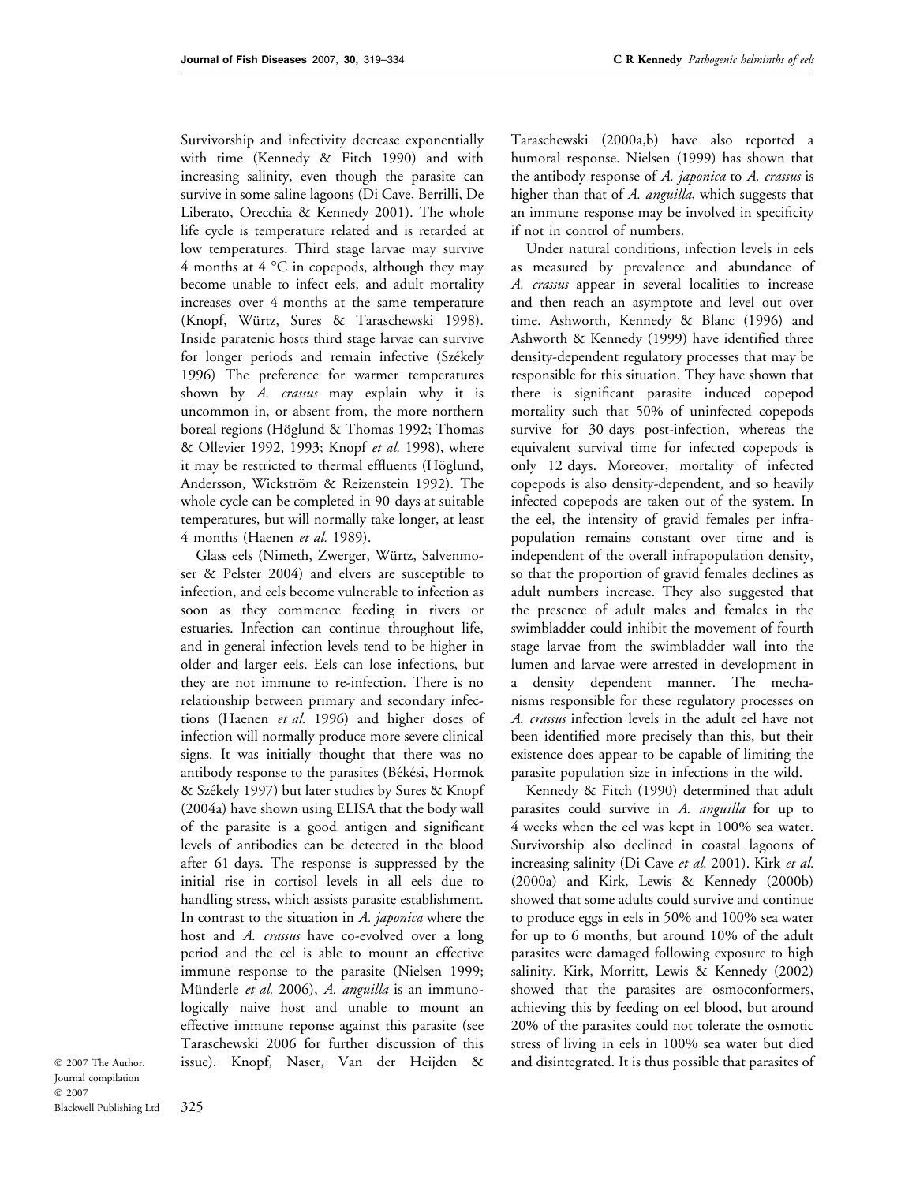Survivorship and infectivity decrease exponentially with time (Kennedy & Fitch 1990) and with increasing salinity, even though the parasite can survive in some saline lagoons (Di Cave, Berrilli, De Liberato, Orecchia & Kennedy 2001). The whole life cycle is temperature related and is retarded at low temperatures. Third stage larvae may survive 4 months at 4 °C in copepods, although they may become unable to infect eels, and adult mortality increases over 4 months at the same temperature (Knopf, Würtz, Sures & Taraschewski 1998). Inside paratenic hosts third stage larvae can survive for longer periods and remain infective (Székely 1996) The preference for warmer temperatures shown by *A. crassus* may explain why it is uncommon in, or absent from, the more northern boreal regions (Höglund & Thomas 1992; Thomas & Ollevier 1992, 1993; Knopf *et al.* 1998), where it may be restricted to thermal effluents (Höglund, Andersson, Wickström & Reizenstein 1992). The whole cycle can be completed in 90 days at suitable temperatures, but will normally take longer, at least 4 months (Haenen *et al.* 1989).

Glass eels (Nimeth, Zwerger, Würtz, Salvenmoser & Pelster 2004) and elvers are susceptible to infection, and eels become vulnerable to infection as soon as they commence feeding in rivers or estuaries. Infection can continue throughout life, and in general infection levels tend to be higher in older and larger eels. Eels can lose infections, but they are not immune to re-infection. There is no relationship between primary and secondary infections (Haenen *et al.* 1996) and higher doses of infection will normally produce more severe clinical signs. It was initially thought that there was no antibody response to the parasites (Békési, Hormok & Székely 1997) but later studies by Sures & Knopf (2004a) have shown using ELISA that the body wall of the parasite is a good antigen and significant levels of antibodies can be detected in the blood after 61 days. The response is suppressed by the initial rise in cortisol levels in all eels due to handling stress, which assists parasite establishment. In contrast to the situation in *A. japonica* where the host and *A. crassus* have co-evolved over a long period and the eel is able to mount an effective immune response to the parasite (Nielsen 1999; Münderle *et al.* 2006), *A. anguilla* is an immunologically naive host and unable to mount an effective immune reponse against this parasite (see Taraschewski 2006 for further discussion of this issue). Knopf, Naser, Van der Heijden & Taraschewski (2000a,b) have also reported a humoral response. Nielsen (1999) has shown that the antibody response of *A. japonica* to *A. crassus* is higher than that of *A. anguilla*, which suggests that an immune response may be involved in specificity if not in control of numbers.

Under natural conditions, infection levels in eels as measured by prevalence and abundance of *A. crassus* appear in several localities to increase and then reach an asymptote and level out over time. Ashworth, Kennedy & Blanc (1996) and Ashworth & Kennedy (1999) have identified three density-dependent regulatory processes that may be responsible for this situation. They have shown that there is significant parasite induced copepod mortality such that 50% of uninfected copepods survive for 30 days post-infection, whereas the equivalent survival time for infected copepods is only 12 days. Moreover, mortality of infected copepods is also density-dependent, and so heavily infected copepods are taken out of the system. In the eel, the intensity of gravid females per infrapopulation remains constant over time and is independent of the overall infrapopulation density, so that the proportion of gravid females declines as adult numbers increase. They also suggested that the presence of adult males and females in the swimbladder could inhibit the movement of fourth stage larvae from the swimbladder wall into the lumen and larvae were arrested in development in a density dependent manner. The mechanisms responsible for these regulatory processes on *A. crassus* infection levels in the adult eel have not been identified more precisely than this, but their existence does appear to be capable of limiting the parasite population size in infections in the wild.

Kennedy & Fitch (1990) determined that adult parasites could survive in *A. anguilla* for up to 4 weeks when the eel was kept in 100% sea water. Survivorship also declined in coastal lagoons of increasing salinity (Di Cave *et al.* 2001). Kirk *et al.* (2000a) and Kirk, Lewis & Kennedy (2000b) showed that some adults could survive and continue to produce eggs in eels in 50% and 100% sea water for up to 6 months, but around 10% of the adult parasites were damaged following exposure to high salinity. Kirk, Morritt, Lewis & Kennedy (2002) showed that the parasites are osmoconformers, achieving this by feeding on eel blood, but around 20% of the parasites could not tolerate the osmotic stress of living in eels in 100% sea water but died and disintegrated. It is thus possible that parasites of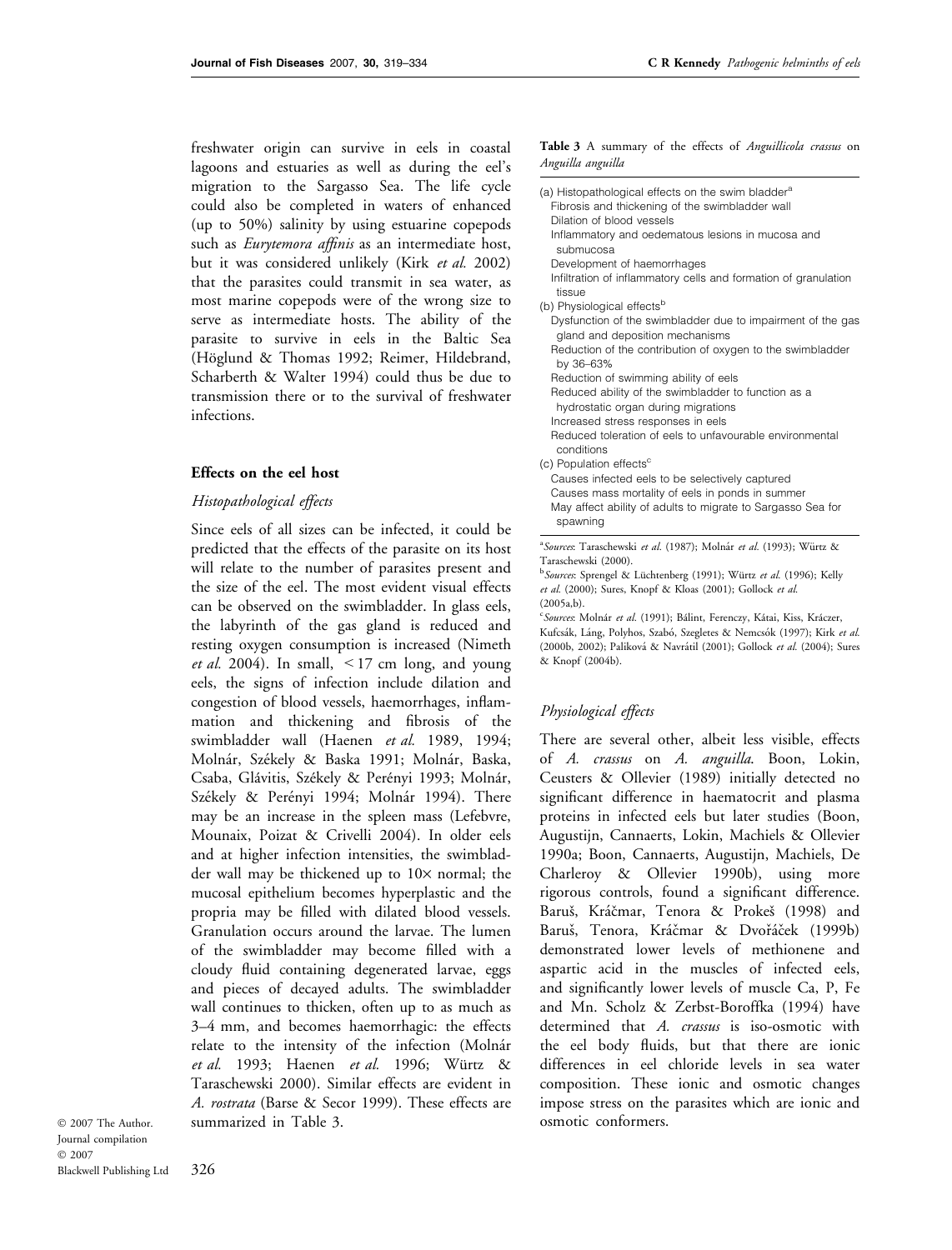freshwater origin can survive in eels in coastal lagoons and estuaries as well as during the eel's migration to the Sargasso Sea. The life cycle could also be completed in waters of enhanced (up to 50%) salinity by using estuarine copepods such as *Eurytemora affinis* as an intermediate host, but it was considered unlikely (Kirk *et al.* 2002) that the parasites could transmit in sea water, as most marine copepods were of the wrong size to serve as intermediate hosts. The ability of the parasite to survive in eels in the Baltic Sea (Höglund & Thomas 1992; Reimer, Hildebrand, Scharberth & Walter 1994) could thus be due to transmission there or to the survival of freshwater infections.

## Effects on the eel host

### Histopathological effects

Since eels of all sizes can be infected, it could be predicted that the effects of the parasite on its host will relate to the number of parasites present and the size of the eel. The most evident visual effects can be observed on the swimbladder. In glass eels, the labyrinth of the gas gland is reduced and resting oxygen consumption is increased (Nimeth *et al.* 2004). In small, <17 cm long, and young eels, the signs of infection include dilation and congestion of blood vessels, haemorrhages, inflammation and thickening and fibrosis of the swimbladder wall (Haenen *et al.* 1989, 1994; Molnár, Székely & Baska 1991; Molnár, Baska, Csaba, Glávitis, Székely & Perényi 1993; Molnár, Székely & Perényi 1994; Molnár 1994). There may be an increase in the spleen mass (Lefebvre, Mounaix, Poizat & Crivelli 2004). In older eels and at higher infection intensities, the swimbladder wall may be thickened up to 10× normal; the mucosal epithelium becomes hyperplastic and the propria may be filled with dilated blood vessels. Granulation occurs around the larvae. The lumen of the swimbladder may become filled with a cloudy fluid containing degenerated larvae, eggs and pieces of decayed adults. The swimbladder wall continues to thicken, often up to as much as 3–4 mm, and becomes haemorrhagic: the effects relate to the intensity of the infection (Molnár *et al.* 1993; Haenen *et al.* 1996; Würtz & Taraschewski 2000). Similar effects are evident in *A. rostrata* (Barse & Secor 1999). These effects are summarized in Table 3.

**Table 3** A summary of the effects of *Anguillicola crassus* on *Anguilla anguilla*

| |
|---|
| (a) Histopathological effects on the swim bladder[a] |
| Fibrosis and thickening of the swimbladder wall |
| Dilation of blood vessels |
| Inflammatory and oedematous lesions in mucosa and submucosa |
| Development of haemorrhages |
| Infiltration of inflammatory cells and formation of granulation tissue |
| (b) Physiological effects[b] |
| Dysfunction of the swimbladder due to impairment of the gas gland and deposition mechanisms |
| Reduction of the contribution of oxygen to the swimbladder by 36–63% |
| Reduction of swimming ability of eels |
| Reduced ability of the swimbladder to function as a hydrostatic organ during migrations |
| Increased stress responses in eels |
| Reduced toleration of eels to unfavourable environmental conditions |
| (c) Population effects[c] |
| Causes infected eels to be selectively captured |
| Causes mass mortality of eels in ponds in summer |
| May affect ability of adults to migrate to Sargasso Sea for spawning |

[a]*Sources*: Taraschewski *et al.* (1987); Molnár *et al.* (1993); Würtz & Taraschewski (2000).
[b]*Sources*: Sprengel & Lüchtenberg (1991); Würtz *et al.* (1996); Kelly *et al.* (2000); Sures, Knopf & Kloas (2001); Gollock *et al.* (2005a,b).
[c]*Sources*: Molnár *et al.* (1991); Bálint, Ferenczy, Kátai, Kiss, Kráczer, Kufcsák, Láng, Polyhos, Szabó, Szegletes & Nemcsók (1997); Kirk *et al.* (2000b, 2002); Paliková & Navrátil (2001); Gollock *et al.* (2004); Sures & Knopf (2004b).

### Physiological effects

There are several other, albeit less visible, effects of *A. crassus* on *A. anguilla*. Boon, Lokin, Ceusters & Ollevier (1989) initially detected no significant difference in haematocrit and plasma proteins in infected eels but later studies (Boon, Augustijn, Cannaerts, Lokin, Machiels & Ollevier 1990a; Boon, Cannaerts, Augustijn, Machiels, De Charleroy & Ollevier 1990b), using more rigorous controls, found a significant difference. Baruš, Kráčmar, Tenora & Prokeš (1998) and Baruš, Tenora, Kráčmar & Dvořáček (1999b) demonstrated lower levels of methionene and aspartic acid in the muscles of infected eels, and significantly lower levels of muscle Ca, P, Fe and Mn. Scholz & Zerbst-Boroffka (1994) have determined that *A. crassus* is iso-osmotic with the eel body fluids, but that there are ionic differences in eel chloride levels in sea water composition. These ionic and osmotic changes impose stress on the parasites which are ionic and osmotic conformers.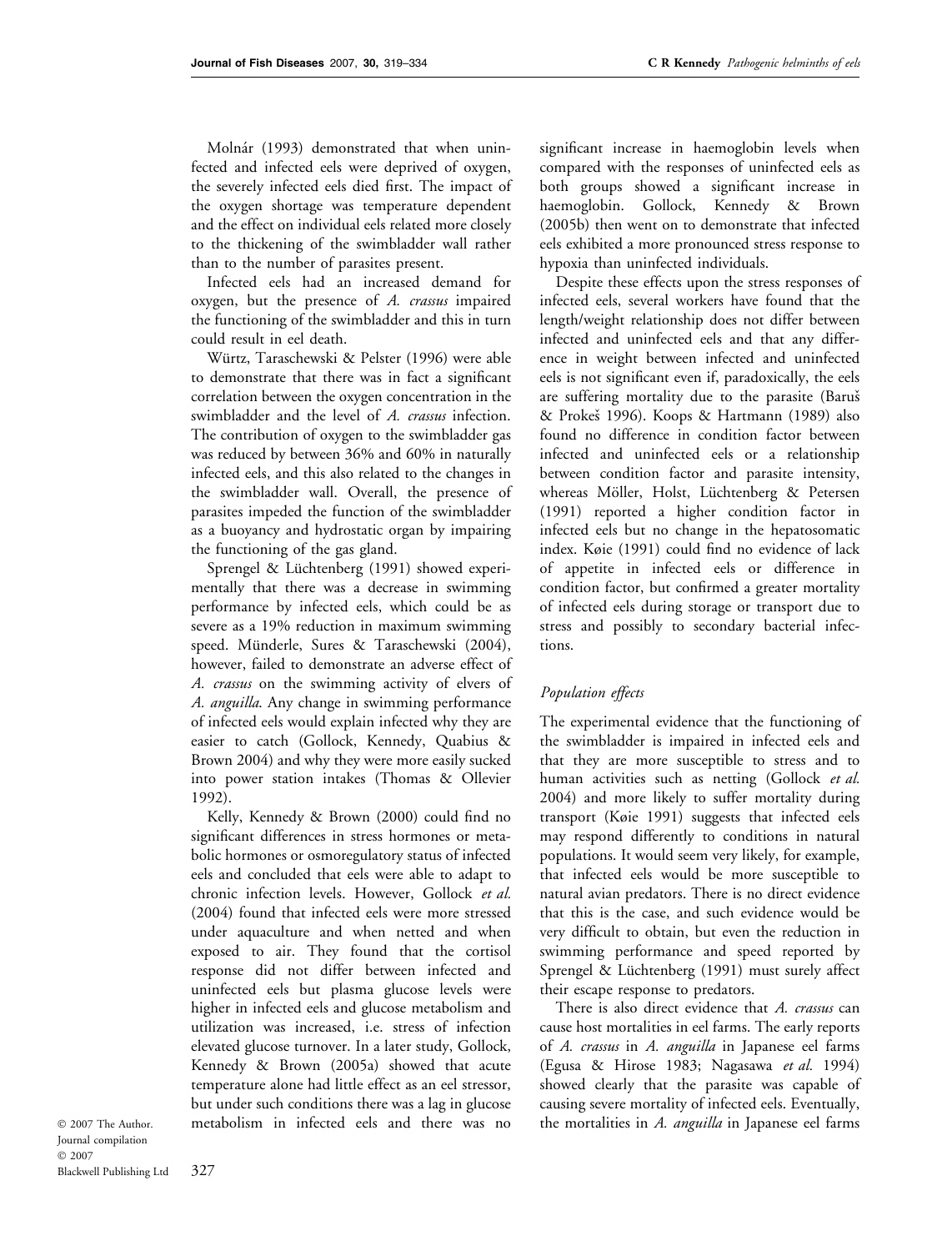Molnár (1993) demonstrated that when uninfected and infected eels were deprived of oxygen, the severely infected eels died first. The impact of the oxygen shortage was temperature dependent and the effect on individual eels related more closely to the thickening of the swimbladder wall rather than to the number of parasites present.

Infected eels had an increased demand for oxygen, but the presence of *A. crassus* impaired the functioning of the swimbladder and this in turn could result in eel death.

Würtz, Taraschewski & Pelster (1996) were able to demonstrate that there was in fact a significant correlation between the oxygen concentration in the swimbladder and the level of *A. crassus* infection. The contribution of oxygen to the swimbladder gas was reduced by between 36% and 60% in naturally infected eels, and this also related to the changes in the swimbladder wall. Overall, the presence of parasites impeded the function of the swimbladder as a buoyancy and hydrostatic organ by impairing the functioning of the gas gland.

Sprengel & Lüchtenberg (1991) showed experimentally that there was a decrease in swimming performance by infected eels, which could be as severe as a 19% reduction in maximum swimming speed. Münderle, Sures & Taraschewski (2004), however, failed to demonstrate an adverse effect of *A. crassus* on the swimming activity of elvers of *A. anguilla*. Any change in swimming performance of infected eels would explain infected why they are easier to catch (Gollock, Kennedy, Quabius & Brown 2004) and why they were more easily sucked into power station intakes (Thomas & Ollevier 1992).

Kelly, Kennedy & Brown (2000) could find no significant differences in stress hormones or metabolic hormones or osmoregulatory status of infected eels and concluded that eels were able to adapt to chronic infection levels. However, Gollock *et al.* (2004) found that infected eels were more stressed under aquaculture and when netted and when exposed to air. They found that the cortisol response did not differ between infected and uninfected eels but plasma glucose levels were higher in infected eels and glucose metabolism and utilization was increased, i.e. stress of infection elevated glucose turnover. In a later study, Gollock, Kennedy & Brown (2005a) showed that acute temperature alone had little effect as an eel stressor, but under such conditions there was a lag in glucose metabolism in infected eels and there was no significant increase in haemoglobin levels when compared with the responses of uninfected eels as both groups showed a significant increase in haemoglobin. Gollock, Kennedy & Brown (2005b) then went on to demonstrate that infected eels exhibited a more pronounced stress response to hypoxia than uninfected individuals.

Despite these effects upon the stress responses of infected eels, several workers have found that the length/weight relationship does not differ between infected and uninfected eels and that any difference in weight between infected and uninfected eels is not significant even if, paradoxically, the eels are suffering mortality due to the parasite (Baruš & Prokeš 1996). Koops & Hartmann (1989) also found no difference in condition factor between infected and uninfected eels or a relationship between condition factor and parasite intensity, whereas Möller, Holst, Lüchtenberg & Petersen (1991) reported a higher condition factor in infected eels but no change in the hepatosomatic index. Køie (1991) could find no evidence of lack of appetite in infected eels or difference in condition factor, but confirmed a greater mortality of infected eels during storage or transport due to stress and possibly to secondary bacterial infections.

### *Population effects*

The experimental evidence that the functioning of the swimbladder is impaired in infected eels and that they are more susceptible to stress and to human activities such as netting (Gollock *et al.* 2004) and more likely to suffer mortality during transport (Køie 1991) suggests that infected eels may respond differently to conditions in natural populations. It would seem very likely, for example, that infected eels would be more susceptible to natural avian predators. There is no direct evidence that this is the case, and such evidence would be very difficult to obtain, but even the reduction in swimming performance and speed reported by Sprengel & Lüchtenberg (1991) must surely affect their escape response to predators.

There is also direct evidence that *A. crassus* can cause host mortalities in eel farms. The early reports of *A. crassus* in *A. anguilla* in Japanese eel farms (Egusa & Hirose 1983; Nagasawa *et al.* 1994) showed clearly that the parasite was capable of causing severe mortality of infected eels. Eventually, the mortalities in *A. anguilla* in Japanese eel farms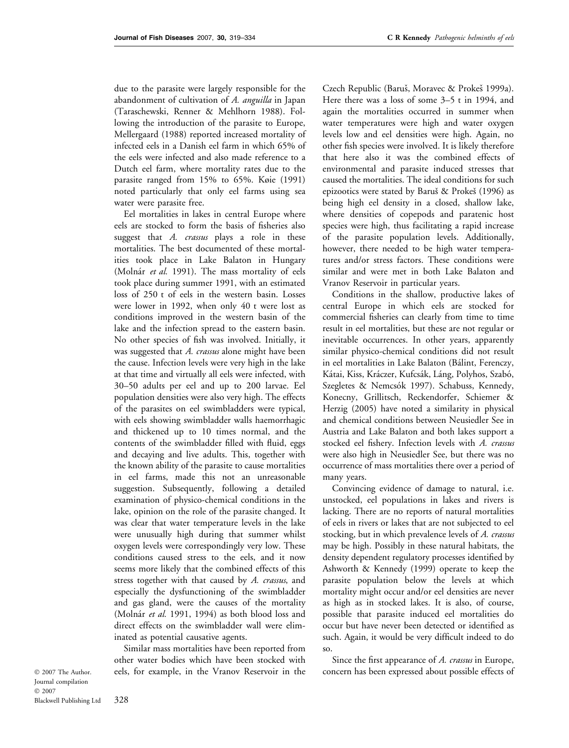due to the parasite were largely responsible for the abandonment of cultivation of *A. anguilla* in Japan (Taraschewski, Renner & Mehlhorn 1988). Following the introduction of the parasite to Europe, Mellergaard (1988) reported increased mortality of infected eels in a Danish eel farm in which 65% of the eels were infected and also made reference to a Dutch eel farm, where mortality rates due to the parasite ranged from 15% to 65%. Køie (1991) noted particularly that only eel farms using sea water were parasite free.

Eel mortalities in lakes in central Europe where eels are stocked to form the basis of fisheries also suggest that *A. crassus* plays a role in these mortalities. The best documented of these mortalities took place in Lake Balaton in Hungary (Molnár *et al.* 1991). The mass mortality of eels took place during summer 1991, with an estimated loss of 250 t of eels in the western basin. Losses were lower in 1992, when only 40 t were lost as conditions improved in the western basin of the lake and the infection spread to the eastern basin. No other species of fish was involved. Initially, it was suggested that *A. crassus* alone might have been the cause. Infection levels were very high in the lake at that time and virtually all eels were infected, with 30–50 adults per eel and up to 200 larvae. Eel population densities were also very high. The effects of the parasites on eel swimbladders were typical, with eels showing swimbladder walls haemorrhagic and thickened up to 10 times normal, and the contents of the swimbladder filled with fluid, eggs and decaying and live adults. This, together with the known ability of the parasite to cause mortalities in eel farms, made this not an unreasonable suggestion. Subsequently, following a detailed examination of physico-chemical conditions in the lake, opinion on the role of the parasite changed. It was clear that water temperature levels in the lake were unusually high during that summer whilst oxygen levels were correspondingly very low. These conditions caused stress to the eels, and it now seems more likely that the combined effects of this stress together with that caused by *A. crassus*, and especially the dysfunctioning of the swimbladder and gas gland, were the causes of the mortality (Molnár *et al.* 1991, 1994) as both blood loss and direct effects on the swimbladder wall were eliminated as potential causative agents.

Similar mass mortalities have been reported from other water bodies which have been stocked with eels, for example, in the Vranov Reservoir in the Czech Republic (Baruš, Moravec & Prokeš 1999a). Here there was a loss of some 3–5 t in 1994, and again the mortalities occurred in summer when water temperatures were high and water oxygen levels low and eel densities were high. Again, no other fish species were involved. It is likely therefore that here also it was the combined effects of environmental and parasite induced stresses that caused the mortalities. The ideal conditions for such epizootics were stated by Baruš & Prokeš (1996) as being high eel density in a closed, shallow lake, where densities of copepods and paratenic host species were high, thus facilitating a rapid increase of the parasite population levels. Additionally, however, there needed to be high water temperatures and/or stress factors. These conditions were similar and were met in both Lake Balaton and Vranov Reservoir in particular years.

Conditions in the shallow, productive lakes of central Europe in which eels are stocked for commercial fisheries can clearly from time to time result in eel mortalities, but these are not regular or inevitable occurrences. In other years, apparently similar physico-chemical conditions did not result in eel mortalities in Lake Balaton (Bálint, Ferenczy, Kátai, Kiss, Kráczer, Kufcsák, Láng, Polyhos, Szabó, Szegletes & Nemcsók 1997). Schabuss, Kennedy, Konecny, Grillitsch, Reckendorfer, Schiemer & Herzig (2005) have noted a similarity in physical and chemical conditions between Neusiedler See in Austria and Lake Balaton and both lakes support a stocked eel fishery. Infection levels with *A. crassus* were also high in Neusiedler See, but there was no occurrence of mass mortalities there over a period of many years.

Convincing evidence of damage to natural, i.e. unstocked, eel populations in lakes and rivers is lacking. There are no reports of natural mortalities of eels in rivers or lakes that are not subjected to eel stocking, but in which prevalence levels of *A. crassus* may be high. Possibly in these natural habitats, the density dependent regulatory processes identified by Ashworth & Kennedy (1999) operate to keep the parasite population below the levels at which mortality might occur and/or eel densities are never as high as in stocked lakes. It is also, of course, possible that parasite induced eel mortalities do occur but have never been detected or identified as such. Again, it would be very difficult indeed to do so.

Since the first appearance of *A. crassus* in Europe, concern has been expressed about possible effects of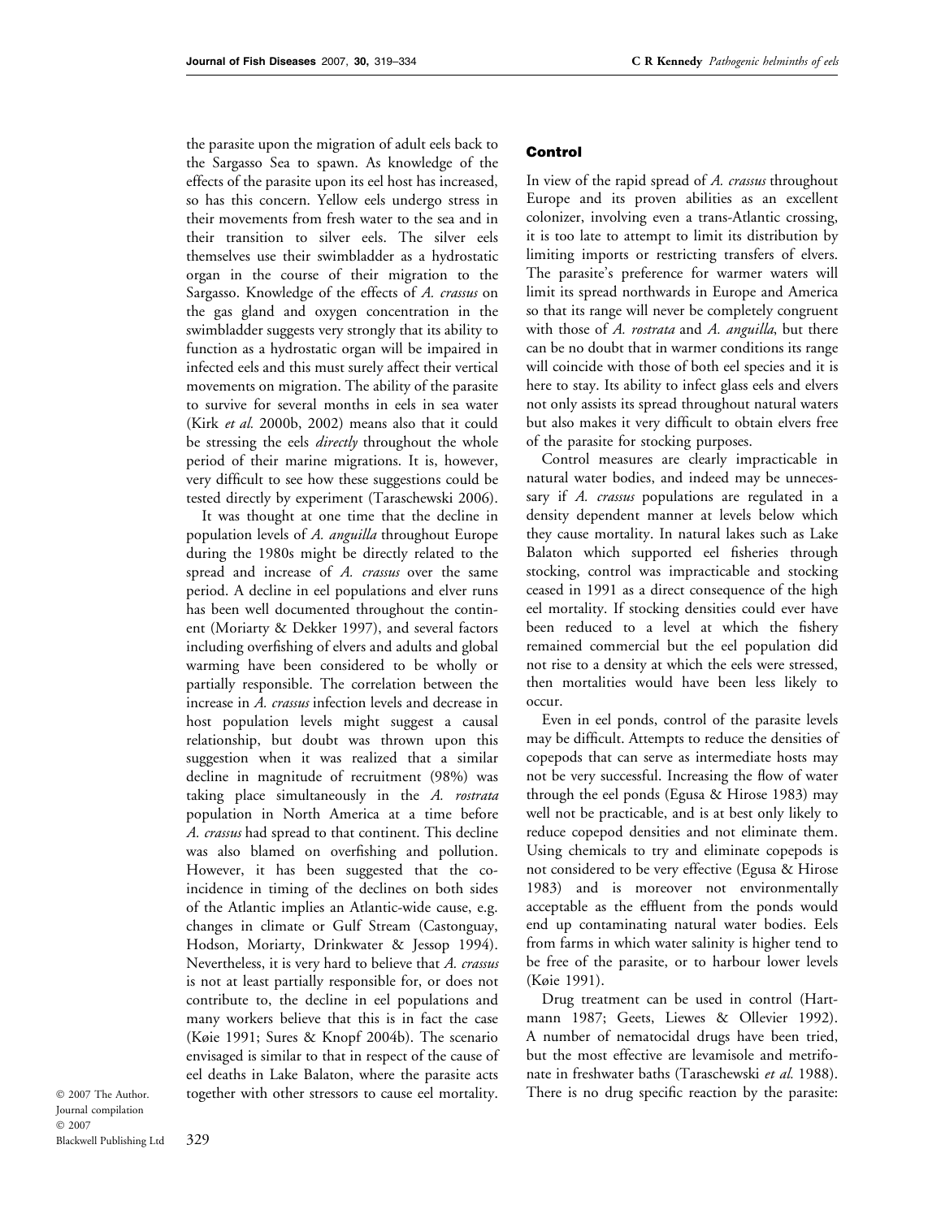the parasite upon the migration of adult eels back to the Sargasso Sea to spawn. As knowledge of the effects of the parasite upon its eel host has increased, so has this concern. Yellow eels undergo stress in their movements from fresh water to the sea and in their transition to silver eels. The silver eels themselves use their swimbladder as a hydrostatic organ in the course of their migration to the Sargasso. Knowledge of the effects of *A. crassus* on the gas gland and oxygen concentration in the swimbladder suggests very strongly that its ability to function as a hydrostatic organ will be impaired in infected eels and this must surely affect their vertical movements on migration. The ability of the parasite to survive for several months in eels in sea water (Kirk *et al.* 2000b, 2002) means also that it could be stressing the eels *directly* throughout the whole period of their marine migrations. It is, however, very difficult to see how these suggestions could be tested directly by experiment (Taraschewski 2006).

It was thought at one time that the decline in population levels of *A. anguilla* throughout Europe during the 1980s might be directly related to the spread and increase of *A. crassus* over the same period. A decline in eel populations and elver runs has been well documented throughout the continent (Moriarty & Dekker 1997), and several factors including overfishing of elvers and adults and global warming have been considered to be wholly or partially responsible. The correlation between the increase in *A. crassus* infection levels and decrease in host population levels might suggest a causal relationship, but doubt was thrown upon this suggestion when it was realized that a similar decline in magnitude of recruitment (98%) was taking place simultaneously in the *A. rostrata* population in North America at a time before *A. crassus* had spread to that continent. This decline was also blamed on overfishing and pollution. However, it has been suggested that the coincidence in timing of the declines on both sides of the Atlantic implies an Atlantic-wide cause, e.g. changes in climate or Gulf Stream (Castonguay, Hodson, Moriarty, Drinkwater & Jessop 1994). Nevertheless, it is very hard to believe that *A. crassus* is not at least partially responsible for, or does not contribute to, the decline in eel populations and many workers believe that this is in fact the case (Køie 1991; Sures & Knopf 2004b). The scenario envisaged is similar to that in respect of the cause of eel deaths in Lake Balaton, where the parasite acts together with other stressors to cause eel mortality.

## Control

In view of the rapid spread of *A. crassus* throughout Europe and its proven abilities as an excellent colonizer, involving even a trans-Atlantic crossing, it is too late to attempt to limit its distribution by limiting imports or restricting transfers of elvers. The parasite's preference for warmer waters will limit its spread northwards in Europe and America so that its range will never be completely congruent with those of *A. rostrata* and *A. anguilla*, but there can be no doubt that in warmer conditions its range will coincide with those of both eel species and it is here to stay. Its ability to infect glass eels and elvers not only assists its spread throughout natural waters but also makes it very difficult to obtain elvers free of the parasite for stocking purposes.

Control measures are clearly impracticable in natural water bodies, and indeed may be unnecessary if *A. crassus* populations are regulated in a density dependent manner at levels below which they cause mortality. In natural lakes such as Lake Balaton which supported eel fisheries through stocking, control was impracticable and stocking ceased in 1991 as a direct consequence of the high eel mortality. If stocking densities could ever have been reduced to a level at which the fishery remained commercial but the eel population did not rise to a density at which the eels were stressed, then mortalities would have been less likely to occur.

Even in eel ponds, control of the parasite levels may be difficult. Attempts to reduce the densities of copepods that can serve as intermediate hosts may not be very successful. Increasing the flow of water through the eel ponds (Egusa & Hirose 1983) may well not be practicable, and is at best only likely to reduce copepod densities and not eliminate them. Using chemicals to try and eliminate copepods is not considered to be very effective (Egusa & Hirose 1983) and is moreover not environmentally acceptable as the effluent from the ponds would end up contaminating natural water bodies. Eels from farms in which water salinity is higher tend to be free of the parasite, or to harbour lower levels (Køie 1991).

Drug treatment can be used in control (Hartmann 1987; Geets, Liewes & Ollevier 1992). A number of nematocidal drugs have been tried, but the most effective are levamisole and metrifonate in freshwater baths (Taraschewski *et al.* 1988). There is no drug specific reaction by the parasite: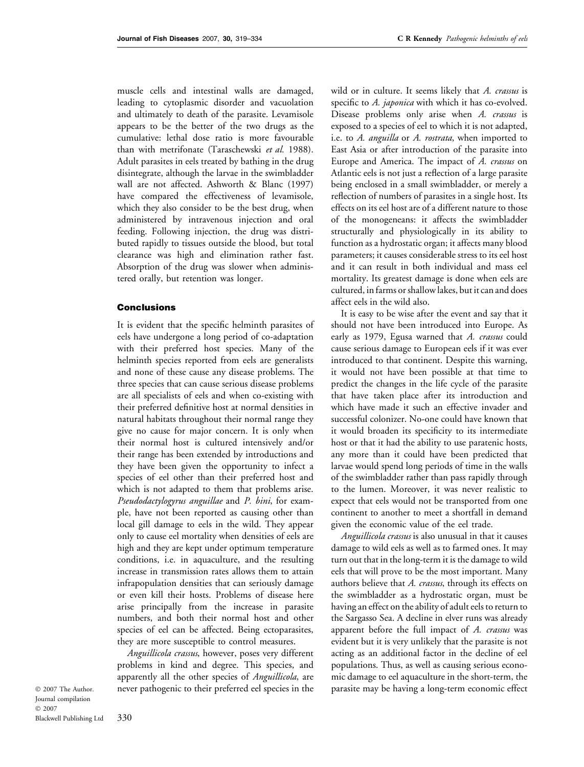muscle cells and intestinal walls are damaged, leading to cytoplasmic disorder and vacuolation and ultimately to death of the parasite. Levamisole appears to be the better of the two drugs as the cumulative: lethal dose ratio is more favourable than with metrifonate (Taraschewski *et al.* 1988). Adult parasites in eels treated by bathing in the drug disintegrate, although the larvae in the swimbladder wall are not affected. Ashworth & Blanc (1997) have compared the effectiveness of levamisole, which they also consider to be the best drug, when administered by intravenous injection and oral feeding. Following injection, the drug was distributed rapidly to tissues outside the blood, but total clearance was high and elimination rather fast. Absorption of the drug was slower when administered orally, but retention was longer.

## Conclusions

It is evident that the specific helminth parasites of eels have undergone a long period of co-adaptation with their preferred host species. Many of the helminth species reported from eels are generalists and none of these cause any disease problems. The three species that can cause serious disease problems are all specialists of eels and when co-existing with their preferred definitive host at normal densities in natural habitats throughout their normal range they give no cause for major concern. It is only when their normal host is cultured intensively and/or their range has been extended by introductions and they have been given the opportunity to infect a species of eel other than their preferred host and which is not adapted to them that problems arise. *Pseudodactylogyrus anguillae* and *P. bini*, for example, have not been reported as causing other than local gill damage to eels in the wild. They appear only to cause eel mortality when densities of eels are high and they are kept under optimum temperature conditions, i.e. in aquaculture, and the resulting increase in transmission rates allows them to attain infrapopulation densities that can seriously damage or even kill their hosts. Problems of disease here arise principally from the increase in parasite numbers, and both their normal host and other species of eel can be affected. Being ectoparasites, they are more susceptible to control measures.

*Anguillicola crassus*, however, poses very different problems in kind and degree. This species, and apparently all the other species of *Anguillicola*, are never pathogenic to their preferred eel species in the wild or in culture. It seems likely that *A. crassus* is specific to *A. japonica* with which it has co-evolved. Disease problems only arise when *A. crassus* is exposed to a species of eel to which it is not adapted, i.e. to *A. anguilla* or *A. rostrata*, when imported to East Asia or after introduction of the parasite into Europe and America. The impact of *A. crassus* on Atlantic eels is not just a reflection of a large parasite being enclosed in a small swimbladder, or merely a reflection of numbers of parasites in a single host. Its effects on its eel host are of a different nature to those of the monogeneans: it affects the swimbladder structurally and physiologically in its ability to function as a hydrostatic organ; it affects many blood parameters; it causes considerable stress to its eel host and it can result in both individual and mass eel mortality. Its greatest damage is done when eels are cultured, in farms or shallow lakes, but it can and does affect eels in the wild also.

It is easy to be wise after the event and say that it should not have been introduced into Europe. As early as 1979, Egusa warned that *A. crassus* could cause serious damage to European eels if it was ever introduced to that continent. Despite this warning, it would not have been possible at that time to predict the changes in the life cycle of the parasite that have taken place after its introduction and which have made it such an effective invader and successful colonizer. No-one could have known that it would broaden its specificity to its intermediate host or that it had the ability to use paratenic hosts, any more than it could have been predicted that larvae would spend long periods of time in the walls of the swimbladder rather than pass rapidly through to the lumen. Moreover, it was never realistic to expect that eels would not be transported from one continent to another to meet a shortfall in demand given the economic value of the eel trade.

*Anguillicola crassus* is also unusual in that it causes damage to wild eels as well as to farmed ones. It may turn out that in the long-term it is the damage to wild eels that will prove to be the most important. Many authors believe that *A. crassus*, through its effects on the swimbladder as a hydrostatic organ, must be having an effect on the ability of adult eels to return to the Sargasso Sea. A decline in elver runs was already apparent before the full impact of *A. crassus* was evident but it is very unlikely that the parasite is not acting as an additional factor in the decline of eel populations. Thus, as well as causing serious economic damage to eel aquaculture in the short-term, the parasite may be having a long-term economic effect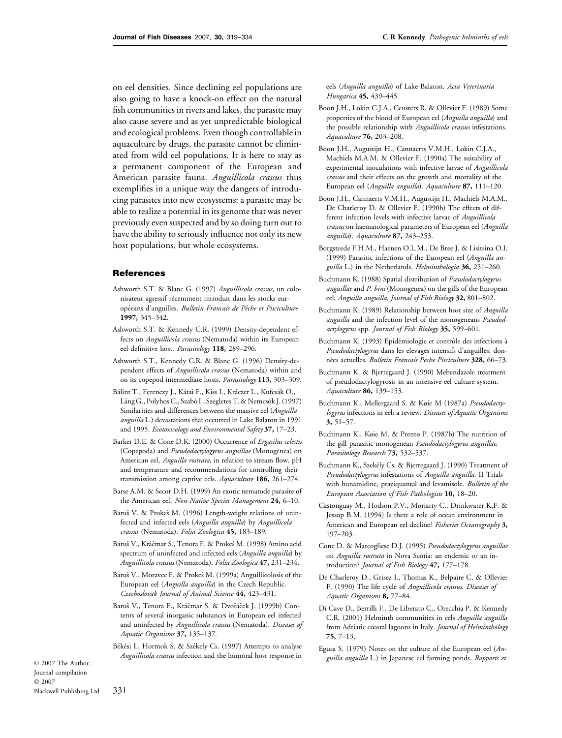on eel densities. Since declining eel populations are also going to have a knock-on effect on the natural fish communities in rivers and lakes, the parasite may also cause severe and as yet unpredictable biological and ecological problems. Even though controllable in aquaculture by drugs, the parasite cannot be eliminated from wild eel populations. It is here to stay as a permanent component of the European and American parasite fauna. *Anguillicola crassus* thus exemplifies in a unique way the dangers of introducing parasites into new ecosystems: a parasite may be able to realize a potential in its genome that was never previously even suspected and by so doing turn out to have the ability to seriously influence not only its new host populations, but whole ecosystems.

## References

Ashworth S.T. & Blanc G. (1997) *Anguillicola crassus,* un colonisateur agressif récemment introduit dans les stocks européens d'anguilles. *Bulletin Francais de Pêche et Pisciculture* **1997,** 345–342.

Ashworth S.T. & Kennedy C.R. (1999) Density-dependent effects on *Anguillicola crassus* (Nematoda) within its European eel definitive host. *Parasitology* **118,** 289–296.

Ashworth S.T., Kennedy C.R. & Blanc G. (1996) Density-dependent effects of *Anguillicola crassus* (Nematoda) within and on its copepod intermediate hosts. *Parasitology* **113,** 303–309.

Bálint T., Ferenczy J., Kátai F., Kiss I., Kráczer L., Kufcsák O., Láng G., Polyhos C., Szabó I., Szegletes T. & Nemcsók J. (1997) Similarities and differences between the massive eel (*Anguilla anguilla* L.) devastations that occurred in Lake Balaton in 1991 and 1995. *Ecotoxicology and Environmental Safety* **37,** 17–23.

Barker D.E. & Cone D.K. (2000) Occurrence of *Ergasilus celestis* (Copepoda) and *Pseudodactylogyrus anguillae* (Monogenea) on American eel, *Anguilla rostrata,* in relation to stream flow, pH and temperature and recommendations for controlling their transmission among captive eels. *Aquaculture* **186,** 261–274.

Barse A.M. & Secor D.H. (1999) An exotic nematode parasite of the American eel. *Non-Native Species Management* **24,** 6–10.

Baruš V. & Prokeš M. (1996) Length-weight relations of uninfected and infected eels (*Anguilla anguilla*) by *Anguillicola crassus* (Nematoda). *Folia Zoologica* **45,** 183–189.

Baruš V., Kráčmar S., Tenora F. & Prokeš M. (1998) Amino acid spectrum of uninfected and infected eels (*Anguilla anguilla*) by *Anguillicola crassus* (Nematoda). *Folia Zoologica* **47,** 231–234.

Baruš V., Moravec F. & Prokeš M. (1999a) Anguillicolosis of the European eel (*Anguilla anguilla*) in the Czech Republic. *Czechoslovak Journal of Animal Science* **44,** 423–431.

Baruš V., Tenora F., Kráčmar S. & Dvořáček J. (1999b) Contents of several inorganic substances in European eel infected and uninfected by *Anguillicola crassus* (Nematoda). *Diseases of Aquatic Organisms* **37,** 135–137.

Békési I., Hormok S. & Székely Cs. (1997) Attempts to analyse *Anguillicola crassus* infection and the humoral host response in eels (*Anguilla anguilla*) of Lake Balaton. *Acta Veterinaria Hungarica* **45,** 439–445.

Boon J.H., Lokin C.J.A., Ceusters R. & Ollevier F. (1989) Some properties of the blood of European eel (*Anguilla anguilla*) and the possible relationship with *Anguillicola crassus* infestations. *Aquaculture* **76,** 203–208.

Boon J.H., Augustijn H., Cannaerts V.M.H., Lokin C.J.A., Machiels M.A.M. & Ollevier F. (1990a) The suitability of experimental inoculations with infective larvae of *Anguillicola crassus* and their effects on the growth and mortality of the European eel (*Anguilla anguilla*). *Aquaculture* **87,** 111–120.

Boon J.H., Cannaerts V.M.H., Augustijn H., Machiels M.A.M., De Charleroy D. & Ollevier F. (1990b) The effects of different infection levels with infective larvae of *Anguillicola crassus* on haematological parameters of European eel (*Anguilla anguilla*). *Aquaculture* **87,** 243–253.

Borgsteede F.H.M., Haenen O.L.M., De Bree J. & Lisitsina O.I. (1999) Parasitic infections of the European eel (*Anguilla anguilla* L.) in the Netherlands. *Helminthologia* **36,** 251–260.

Buchmann K. (1988) Spatial distribution of *Pseudodactylogyrus anguillae* and *P. bini* (Monogenea) on the gills of the European eel, *Anguilla anguilla. Journal of Fish Biology* **32,** 801–802.

Buchmann K. (1989) Relationship between host size of *Anguilla anguilla* and the infection level of the monogeneans *Pseudodactylogyrus* spp. *Journal of Fish Biology* **35,** 599–601.

Buchmann K. (1993) Epidémiologie et contrôle des infections à *Pseudodactylogyrus* dans les elevages intensifs d'anguilles: données actuelles. *Bulletin Francais Peche Pisciculture* **328,** 66–73.

Buchmann K. & Bjerregaard J. (1990) Mebendazole treatment of pseudodactylogyrosis in an intensive eel culture system. *Aquaculture* **86,** 139–153.

Buchmann K., Mellergaard S. & Køie M (1987a) *Pseudodactylogyrus* infections in eel: a review. *Diseases of Aquatic Organisms* **3,** 51–57.

Buchmann K., Køie M. & Prentø P. (1987b) The nutrition of the gill parasitic monogenean *Pseudodactylogyrus anguillae. Parasitology Research* **73,** 532–537.

Buchmann K., Székély Cs. & Bjerregaard J. (1990) Treatment of *Pseudodactylogyrus* infestations of *Anguilla anguilla.* II Trials with bunamidine, praziquantal and levamisole. *Bulletin of the European Association of Fish Pathologists* **10,** 18–20.

Castonguay M., Hodson P.V., Moriarty C., Drinkwater K.F. & Jessop B.M. (1994) Is there a role of ocean environment in American and European eel decline? *Fisheries Oceanography* **3,** 197–203.

Cone D. & Marcogliese D.J. (1995) *Pseudodactylogyrus anguillae* on *Anguilla rostrata* in Nova Scotia: an endemic or an introduction? *Journal of Fish Biology* **47,** 177–178.

De Charleroy D., Grisez I., Thomas K., Belpaire C. & Ollevier F. (1990) The life cycle of *Anguillicola crassus. Diseases of Aquatic Organisms* **8,** 77–84.

Di Cave D., Berrilli F., De Liberato C., Orecchia P. & Kennedy C.R. (2001) Helminth communities in eels *Anguilla anguilla* from Adriatic coastal lagoons in Italy. *Journal of Helminthology* **75,** 7–13.

Egusa S. (1979) Notes on the culture of the European eel (*Anguilla anguilla* L.) in Japanese eel farming ponds. *Rapports et*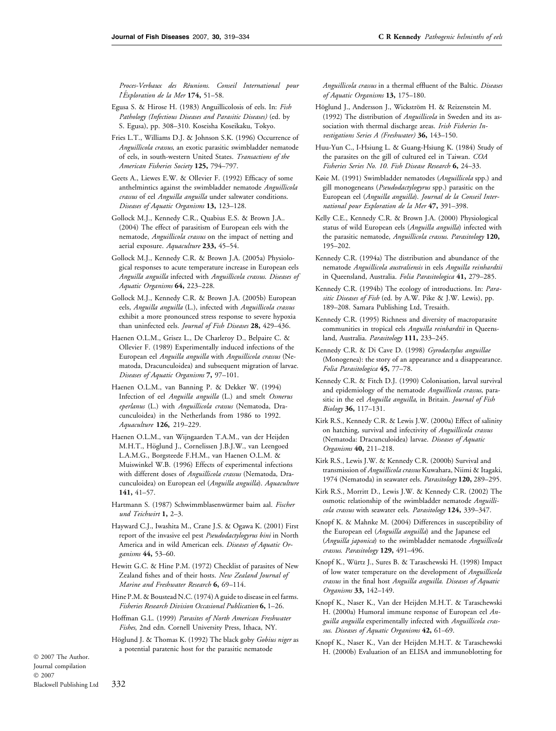*Proces-Verbaux des Réunions. Conseil International pour l'Éxploration de la Mer* **174,** 51–58.

Egusa S. & Hirose H. (1983) Anguillicolosis of eels. In: *Fish Pathology (Infectious Diseases and Parasitic Diseases)* (ed. by S. Egusa), pp. 308–310. Koseisha Koseikaku, Tokyo.

Fries L.T., Williams D.J. & Johnson S.K. (1996) Occurrence of *Anguillicola crassus*, an exotic parasitic swimbladder nematode of eels, in south-western United States. *Transactions of the American Fisheries Society* **125,** 794–797.

Geets A., Liewes E.W. & Ollevier F. (1992) Efficacy of some anthelmintics against the swimbladder nematode *Anguillicola crassus* of eel *Anguilla anguilla* under saltwater conditions. *Diseases of Aquatic Organisms* **13,** 123–128.

Gollock M.J., Kennedy C.R., Quabius E.S. & Brown J.A.. (2004) The effect of parasitism of European eels with the nematode, *Anguillicola crassus* on the impact of netting and aerial exposure. *Aquaculture* **233,** 45–54.

Gollock M.J., Kennedy C.R. & Brown J.A. (2005a) Physiological responses to acute temperature increase in European eels *Anguilla anguilla* infected with *Anguillicola crassus*. *Diseases of Aquatic Organisms* **64,** 223–228.

Gollock M.J., Kennedy C.R. & Brown J.A. (2005b) European eels, *Anguilla anguilla* (L.), infected with *Anguillicola crassus* exhibit a more pronounced stress response to severe hypoxia than uninfected eels. *Journal of Fish Diseases* **28,** 429–436.

Haenen O.L.M., Grisez L., De Charleroy D., Belpaire C. & Ollevier F. (1989) Experimentally induced infections of the European eel *Anguilla anguilla* with *Anguillicola crassus* (Nematoda, Dracunculoidea) and subsequent migration of larvae. *Diseases of Aquatic Organisms* **7,** 97–101.

Haenen O.L.M., van Banning P. & Dekker W. (1994) Infection of eel *Anguilla anguilla* (L.) and smelt *Osmerus eperlanus* (L.) with *Anguillicola crassus* (Nematoda, Dracunculoidea) in the Netherlands from 1986 to 1992. *Aquaculture* **126,** 219–229.

Haenen O.L.M., van Wijngaarden T.A.M., van der Heijden M.H.T., Höglund J., Cornelissen J.B.J.W., van Leengoed L.A.M.G., Borgsteede F.H.M., van Haenen O.L.M. & Muiswinkel W.B. (1996) Effects of experimental infections with different doses of *Anguillicola crassus* (Nematoda, Dracunculoidea) on European eel (*Anguilla anguilla*). *Aquaculture* **141,** 41–57.

Hartmann S. (1987) Schwimmblasenwürmer baim aal. *Fischer und Teichwirt* **1,** 2–3.

Hayward C.J., Iwashita M., Crane J.S. & Ogawa K. (2001) First report of the invasive eel pest *Pseudodactylogyrus bini* in North America and in wild American eels. *Diseases of Aquatic Organisms* **44,** 53–60.

Hewitt G.C. & Hine P.M. (1972) Checklist of parasites of New Zealand fishes and of their hosts. *New Zealand Journal of Marine and Freshwater Research* **6,** 69–114.

Hine P.M. & Boustead N.C. (1974) A guide to disease in eel farms. *Fisheries Research Division Occasional Publication* **6,** 1–26.

Hoffman G.L. (1999) *Parasites of North American Freshwater Fishes*, 2nd edn. Cornell University Press, Ithaca, NY.

Höglund J. & Thomas K. (1992) The black goby *Gobius niger* as a potential paratenic host for the parasitic nematode *Anguillicola crassus* in a thermal effluent of the Baltic. *Diseases of Aquatic Organisms* **13,** 175–180.

Höglund J., Andersson J., Wickström H. & Reizenstein M. (1992) The distribution of *Anguillicola* in Sweden and its association with thermal discharge areas. *Irish Fisheries Investigations Series A (Freshwater)* **36,** 143–150.

Huu-Yun C., I-Hsiung L. & Guang-Hsiung K. (1984) Study of the parasites on the gill of cultured eel in Taiwan. *COA Fisheries Series No. 10. Fish Disease Research* **6,** 24–33.

Køie M. (1991) Swimbladder nematodes (*Anguillicola* spp.) and gill monogeneans (*Pseudodactylogyrus* spp.) parasitic on the European eel (*Anguilla anguilla*). *Journal de la Conseil International pour Exploration de la Mer* **47,** 391–398.

Kelly C.E., Kennedy C.R. & Brown J.A. (2000) Physiological status of wild European eels (*Anguilla anguilla*) infected with the parasitic nematode, *Anguillicola crassus*. *Parasitology* **120,** 195–202.

Kennedy C.R. (1994a) The distribution and abundance of the nematode *Anguillicola australiensis* in eels *Anguilla reinhardtii* in Queensland, Australia. *Folia Parasitologica* **41,** 279–285.

Kennedy C.R. (1994b) The ecology of introductions. In: *Parasitic Diseases of Fish* (ed. by A.W. Pike & J.W. Lewis), pp. 189–208. Samara Publishing Ltd, Tresaith.

Kennedy C.R. (1995) Richness and diversity of macroparasite communities in tropical eels *Anguilla reinhardtii* in Queensland, Australia. *Parasitology* **111,** 233–245.

Kennedy C.R. & Di Cave D. (1998) *Gyrodactylus anguillae* (Monogenea): the story of an appearance and a disappearance. *Folia Parasitologica* **45,** 77–78.

Kennedy C.R. & Fitch D.J. (1990) Colonisation, larval survival and epidemiology of the nematode *Anguillicola crassus*, parasitic in the eel *Anguilla anguilla*, in Britain. *Journal of Fish Biology* **36,** 117–131.

Kirk R.S., Kennedy C.R. & Lewis J.W. (2000a) Effect of salinity on hatching, survival and infectivity of *Anguillicola crassus* (Nematoda: Dracunculoidea) larvae. *Diseases of Aquatic Organisms* **40,** 211–218.

Kirk R.S., Lewis J.W. & Kennedy C.R. (2000b) Survival and transmission of *Anguillicola crassus* Kuwahara, Niimi & Itagaki, 1974 (Nematoda) in seawater eels. *Parasitology* **120,** 289–295.

Kirk R.S., Morritt D., Lewis J.W. & Kennedy C.R. (2002) The osmotic relationship of the swimbladder nematode *Anguillicola crassus* with seawater eels. *Parasitology* **124,** 339–347.

Knopf K. & Mahnke M. (2004) Differences in susceptibility of the European eel (*Anguilla anguilla*) and the Japanese eel (*Anguilla japonica*) to the swimbladder nematode *Anguillicola crassus*. *Parasitology* **129,** 491–496.

Knopf K., Würtz J., Sures B. & Taraschewski H. (1998) Impact of low water temperature on the development of *Anguillicola crassus* in the final host *Anguilla anguilla*. *Diseases of Aquatic Organisms* **33,** 142–149.

Knopf K., Naser K., Van der Heijden M.H.T. & Taraschewski H. (2000a) Humoral immune response of European eel *Anguilla anguilla* experimentally infected with *Anguillicola crassus*. *Diseases of Aquatic Organisms* **42,** 61–69.

Knopf K., Naser K., Van der Heijden M.H.T. & Taraschewski H. (2000b) Evaluation of an ELISA and immunoblotting for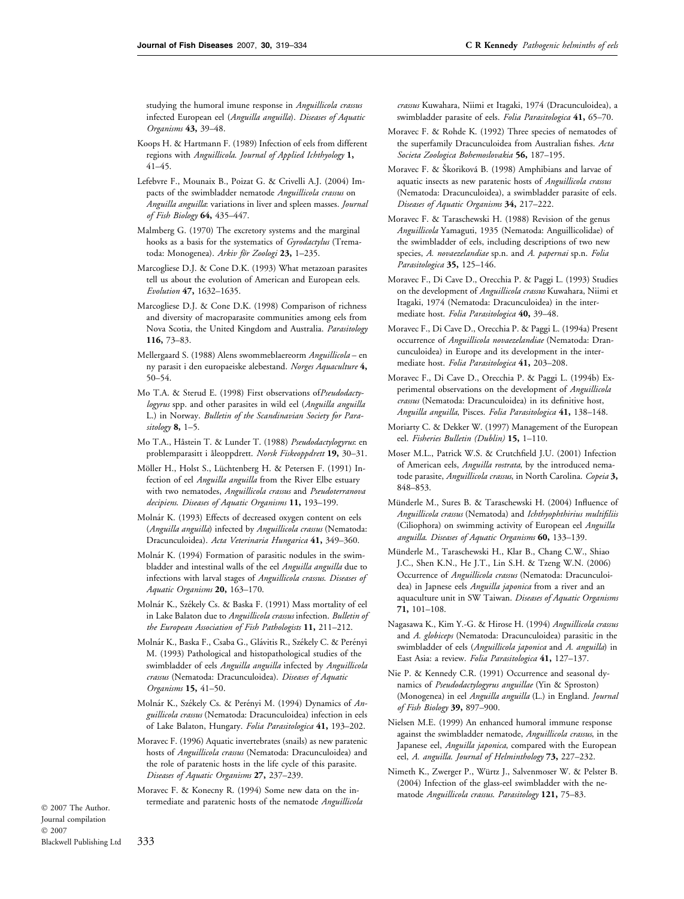studying the humoral imune response in *Anguillicola crassus* infected European eel (*Anguilla anguilla*). *Diseases of Aquatic Organisms* **43,** 39–48.

Koops H. & Hartmann F. (1989) Infection of eels from different regions with *Anguillicola*. *Journal of Applied Ichthyology* **1,** 41–45.

Lefebvre F., Mounaix B., Poizat G. & Crivelli A.J. (2004) Impacts of the swimbladder nematode *Anguillicola crassus* on *Anguilla anguilla*: variations in liver and spleen masses. *Journal of Fish Biology* **64,** 435–447.

Malmberg G. (1970) The excretory systems and the marginal hooks as a basis for the systematics of *Gyrodactylus* (Trematoda: Monogenea). *Arkiv för Zoologi* **23,** 1–235.

Marcogliese D.J. & Cone D.K. (1993) What metazoan parasites tell us about the evolution of American and European eels. *Evolution* **47,** 1632–1635.

Marcogliese D.J. & Cone D.K. (1998) Comparison of richness and diversity of macroparasite communities among eels from Nova Scotia, the United Kingdom and Australia. *Parasitology* **116,** 73–83.

Mellergaard S. (1988) Alens swommeblaereorm *Anguillicola* – en ny parasit i den europaeiske alebestand. *Norges Aquaculture* **4,** 50–54.

Mo T.A. & Sterud E. (1998) First observations of*Pseudodactylogyrus* spp. and other parasites in wild eel (*Anguilla anguilla* L.) in Norway. *Bulletin of the Scandinavian Society for Parasitology* **8,** 1–5.

Mo T.A., Håstein T. & Lunder T. (1988) *Pseudodactylogyrus*: en problemparasitt i åleoppdrett. *Norsk Fiskeoppdrett* **19,** 30–31.

Möller H., Holst S., Lüchtenberg H. & Petersen F. (1991) Infection of eel *Anguilla anguilla* from the River Elbe estuary with two nematodes, *Anguillicola crassus* and *Pseudoterranova decipiens*. *Diseases of Aquatic Organisms* **11,** 193–199.

Molnár K. (1993) Effects of decreased oxygen content on eels (*Anguilla anguilla*) infected by *Anguillicola crassus* (Nematoda: Dracunculoidea). *Acta Veterinaria Hungarica* **41,** 349–360.

Molnár K. (1994) Formation of parasitic nodules in the swimbladder and intestinal walls of the eel *Anguilla anguilla* due to infections with larval stages of *Anguillicola crassus*. *Diseases of Aquatic Organisms* **20,** 163–170.

Molnár K., Székely Cs. & Baska F. (1991) Mass mortality of eel in Lake Balaton due to *Anguillicola crassus* infection. *Bulletin of the European Association of Fish Pathologists* **11,** 211–212.

Molnár K., Baska F., Csaba G., Glávitis R., Székely C. & Perényi M. (1993) Pathological and histopathological studies of the swimbladder of eels *Anguilla anguilla* infected by *Anguillicola crassus* (Nematoda: Dracunculoidea). *Diseases of Aquatic Organisms* **15,** 41–50.

Molnár K., Székely Cs. & Perényi M. (1994) Dynamics of *Anguillicola crassus* (Nematoda: Dracunculoidea) infection in eels of Lake Balaton, Hungary. *Folia Parasitologica* **41,** 193–202.

Moravec F. (1996) Aquatic invertebrates (snails) as new paratenic hosts of *Anguillicola crassus* (Nematoda: Dracunculoidea) and the role of paratenic hosts in the life cycle of this parasite. *Diseases of Aquatic Organisms* **27,** 237–239.

Moravec F. & Konecny R. (1994) Some new data on the intermediate and paratenic hosts of the nematode *Anguillicola crassus* Kuwahara, Niimi et Itagaki, 1974 (Dracunculoidea), a swimbladder parasite of eels. *Folia Parasitologica* **41,** 65–70.

Moravec F. & Rohde K. (1992) Three species of nematodes of the superfamily Dracunculoidea from Australian fishes. *Acta Societa Zoologica Bohemoslovakia* **56,** 187–195.

Moravec F. & Škoriková B. (1998) Amphibians and larvae of aquatic insects as new paratenic hosts of *Anguillicola crassus* (Nematoda: Dracunculoidea), a swimbladder parasite of eels. *Diseases of Aquatic Organisms* **34,** 217–222.

Moravec F. & Taraschewski H. (1988) Revision of the genus *Anguillicola* Yamaguti, 1935 (Nematoda: Anguillicolidae) of the swimbladder of eels, including descriptions of two new species, *A. novaezelandiae* sp.n. and *A. papernai* sp.n. *Folia Parasitologica* **35,** 125–146.

Moravec F., Di Cave D., Orecchia P. & Paggi L. (1993) Studies on the development of *Anguillicola crassus* Kuwahara, Niimi et Itagaki, 1974 (Nematoda: Dracunculoidea) in the intermediate host. *Folia Parasitologica* **40,** 39–48.

Moravec F., Di Cave D., Orecchia P. & Paggi L. (1994a) Present occurrence of *Anguillicola novaezelandiae* (Nematoda: Drancunculoidea) in Europe and its development in the intermediate host. *Folia Parasitologica* **41,** 203–208.

Moravec F., Di Cave D., Orecchia P. & Paggi L. (1994b) Experimental observations on the development of *Anguillicola crassus* (Nematoda: Dracunculoidea) in its definitive host, *Anguilla anguilla*, Pisces. *Folia Parasitologica* **41,** 138–148.

Moriarty C. & Dekker W. (1997) Management of the European eel. *Fisheries Bulletin (Dublin)* **15,** 1–110.

Moser M.L., Patrick W.S. & Crutchfield J.U. (2001) Infection of American eels, *Anguilla rostrata*, by the introduced nematode parasite, *Anguillicola crassus*, in North Carolina. *Copeia* **3,** 848–853.

Münderle M., Sures B. & Taraschewski H. (2004) Influence of *Anguillicola crassus* (Nematoda) and *Ichthyophthirius multifiliis* (Ciliophora) on swimming activity of European eel *Anguilla anguilla*. *Diseases of Aquatic Organisms* **60,** 133–139.

Münderle M., Taraschewski H., Klar B., Chang C.W., Shiao J.C., Shen K.N., He J.T., Lin S.H. & Tzeng W.N. (2006) Occurrence of *Anguillicola crassus* (Nematoda: Dracunculoidea) in Japnese eels *Anguilla japonica* from a river and an aquaculture unit in SW Taiwan. *Diseases of Aquatic Organisms* **71,** 101–108.

Nagasawa K., Kim Y.-G. & Hirose H. (1994) *Anguillicola crassus* and *A. globiceps* (Nematoda: Dracunculoidea) parasitic in the swimbladder of eels (*Anguillicola japonica* and *A. anguilla*) in East Asia: a review. *Folia Parasitologica* **41,** 127–137.

Nie P. & Kennedy C.R. (1991) Occurrence and seasonal dynamics of *Pseudodactylogyrus anguillae* (Yin & Sproston) (Monogenea) in eel *Anguilla anguilla* (L.) in England. *Journal of Fish Biology* **39,** 897–900.

Nielsen M.E. (1999) An enhanced humoral immune response against the swimbladder nematode, *Anguillicola crassus*, in the Japanese eel, *Anguilla japonica*, compared with the European eel, *A. anguilla*. *Journal of Helminthology* **73,** 227–232.

Nimeth K., Zwerger P., Würtz J., Salvenmoser W. & Pelster B. (2004) Infection of the glass-eel swimbladder with the nematode *Anguillicola crassus*. *Parasitology* **121,** 75–83.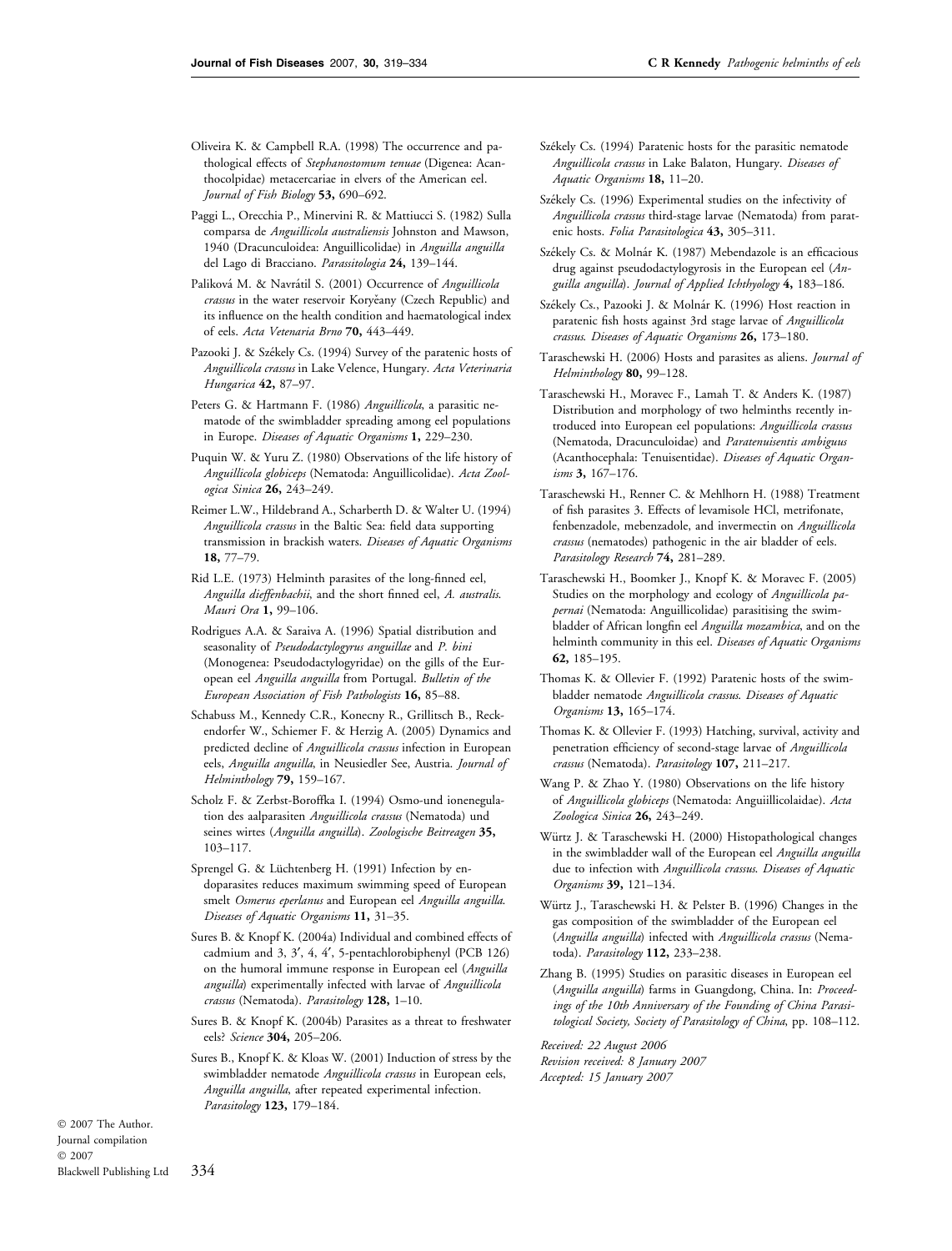Oliveira K. & Campbell R.A. (1998) The occurrence and pathological effects of *Stephanostomum tenuae* (Digenea: Acanthocolpidae) metacercariae in elvers of the American eel. *Journal of Fish Biology* **53,** 690–692.

Paggi L., Orecchia P., Minervini R. & Mattiucci S. (1982) Sulla comparsa de *Anguillicola australiensis* Johnston and Mawson, 1940 (Dracunculoidea: Anguillicolidae) in *Anguilla anguilla* del Lago di Bracciano. *Parassitologia* **24,** 139–144.

Paliková M. & Navrátil S. (2001) Occurrence of *Anguillicola crassus* in the water reservoir Koryčany (Czech Republic) and its influence on the health condition and haematological index of eels. *Acta Vetenaria Brno* **70,** 443–449.

Pazooki J. & Székely Cs. (1994) Survey of the paratenic hosts of *Anguillicola crassus* in Lake Velence, Hungary. *Acta Veterinaria Hungarica* **42,** 87–97.

Peters G. & Hartmann F. (1986) *Anguillicola*, a parasitic nematode of the swimbladder spreading among eel populations in Europe. *Diseases of Aquatic Organisms* **1,** 229–230.

Puquin W. & Yuru Z. (1980) Observations of the life history of *Anguillicola globiceps* (Nematoda: Anguillicolidae). *Acta Zoologica Sinica* **26,** 243–249.

Reimer L.W., Hildebrand A., Scharberth D. & Walter U. (1994) *Anguillicola crassus* in the Baltic Sea: field data supporting transmission in brackish waters. *Diseases of Aquatic Organisms* **18,** 77–79.

Rid L.E. (1973) Helminth parasites of the long-finned eel, *Anguilla dieffenbachii*, and the short finned eel, *A. australis*. *Mauri Ora* **1,** 99–106.

Rodrigues A.A. & Saraiva A. (1996) Spatial distribution and seasonality of *Pseudodactylogyrus anguillae* and *P. bini* (Monogenea: Pseudodactylogyridae) on the gills of the European eel *Anguilla anguilla* from Portugal. *Bulletin of the European Association of Fish Pathologists* **16,** 85–88.

Schabuss M., Kennedy C.R., Konecny R., Grillitsch B., Reckendorfer W., Schiemer F. & Herzig A. (2005) Dynamics and predicted decline of *Anguillicola crassus* infection in European eels, *Anguilla anguilla*, in Neusiedler See, Austria. *Journal of Helminthology* **79,** 159–167.

Scholz F. & Zerbst-Boroffka I. (1994) Osmo-und ionenegulation des aalparasiten *Anguillicola crassus* (Nematoda) und seines wirtes (*Anguilla anguilla*). *Zoologische Beitreagen* **35,** 103–117.

Sprengel G. & Lüchtenberg H. (1991) Infection by endoparasites reduces maximum swimming speed of European smelt *Osmerus eperlanus* and European eel *Anguilla anguilla*. *Diseases of Aquatic Organisms* **11,** 31–35.

Sures B. & Knopf K. (2004a) Individual and combined effects of cadmium and 3, 3′, 4, 4′, 5-pentachlorobiphenyl (PCB 126) on the humoral immune response in European eel (*Anguilla anguilla*) experimentally infected with larvae of *Anguillicola crassus* (Nematoda). *Parasitology* **128,** 1–10.

Sures B. & Knopf K. (2004b) Parasites as a threat to freshwater eels? *Science* **304,** 205–206.

Sures B., Knopf K. & Kloas W. (2001) Induction of stress by the swimbladder nematode *Anguillicola crassus* in European eels, *Anguilla anguilla*, after repeated experimental infection. *Parasitology* **123,** 179–184.

Székely Cs. (1994) Paratenic hosts for the parasitic nematode *Anguillicola crassus* in Lake Balaton, Hungary. *Diseases of Aquatic Organisms* **18,** 11–20.

Székely Cs. (1996) Experimental studies on the infectivity of *Anguillicola crassus* third-stage larvae (Nematoda) from paratenic hosts. *Folia Parasitologica* **43,** 305–311.

Székely Cs. & Molnár K. (1987) Mebendazole is an efficacious drug against pseudodactylogyrosis in the European eel (*Anguilla anguilla*). *Journal of Applied Ichthyology* **4,** 183–186.

Székely Cs., Pazooki J. & Molnár K. (1996) Host reaction in paratenic fish hosts against 3rd stage larvae of *Anguillicola crassus*. *Diseases of Aquatic Organisms* **26,** 173–180.

Taraschewski H. (2006) Hosts and parasites as aliens. *Journal of Helminthology* **80,** 99–128.

Taraschewski H., Moravec F., Lamah T. & Anders K. (1987) Distribution and morphology of two helminths recently introduced into European eel populations: *Anguillicola crassus* (Nematoda, Dracunculoidae) and *Paratenuisentis ambiguus* (Acanthocephala: Tenuisentidae). *Diseases of Aquatic Organisms* **3,** 167–176.

Taraschewski H., Renner C. & Mehlhorn H. (1988) Treatment of fish parasites 3. Effects of levamisole HCl, metrifonate, fenbenzadole, mebenzadole, and invermectin on *Anguillicola crassus* (nematodes) pathogenic in the air bladder of eels. *Parasitology Research* **74,** 281–289.

Taraschewski H., Boomker J., Knopf K. & Moravec F. (2005) Studies on the morphology and ecology of *Anguillicola papernai* (Nematoda: Anguillicolidae) parasitising the swimbladder of African longfin eel *Anguilla mozambica*, and on the helminth community in this eel. *Diseases of Aquatic Organisms* **62,** 185–195.

Thomas K. & Ollevier F. (1992) Paratenic hosts of the swimbladder nematode *Anguillicola crassus*. *Diseases of Aquatic Organisms* **13,** 165–174.

Thomas K. & Ollevier F. (1993) Hatching, survival, activity and penetration efficiency of second-stage larvae of *Anguillicola crassus* (Nematoda). *Parasitology* **107,** 211–217.

Wang P. & Zhao Y. (1980) Observations on the life history of *Anguillicola globiceps* (Nematoda: Anguiillicolaidae). *Acta Zoologica Sinica* **26,** 243–249.

Würtz J. & Taraschewski H. (2000) Histopathological changes in the swimbladder wall of the European eel *Anguilla anguilla* due to infection with *Anguillicola crassus*. *Diseases of Aquatic Organisms* **39,** 121–134.

Würtz J., Taraschewski H. & Pelster B. (1996) Changes in the gas composition of the swimbladder of the European eel (*Anguilla anguilla*) infected with *Anguillicola crassus* (Nematoda). *Parasitology* **112,** 233–238.

Zhang B. (1995) Studies on parasitic diseases in European eel (*Anguilla anguilla*) farms in Guangdong, China. In: *Proceedings of the 10th Anniversary of the Founding of China Parasitological Society, Society of Parasitology of China*, pp. 108–112.

*Received: 22 August 2006*
*Revision received: 8 January 2007*
*Accepted: 15 January 2007*